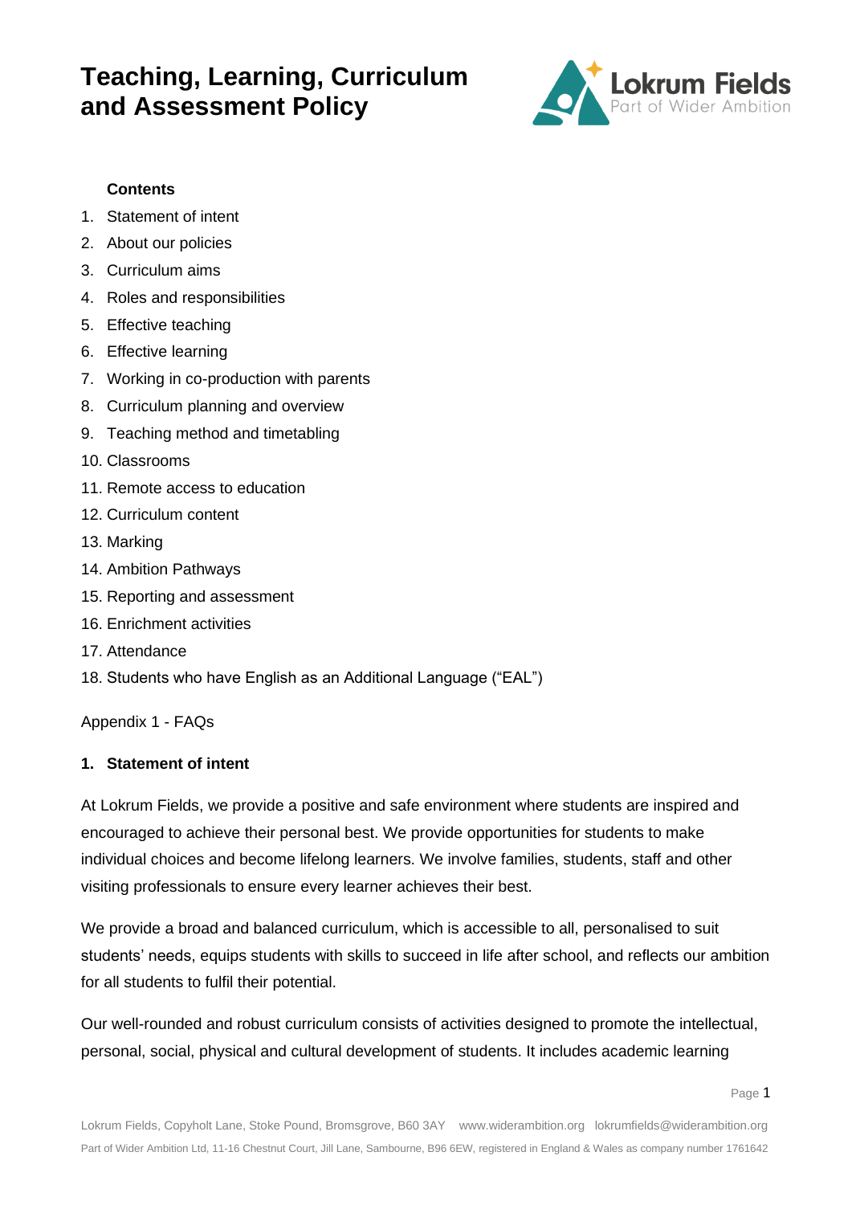# Teaching, Learning, Curriculum and Assessment Policy

**Contents**

1. Statement of intent
2. About our policies
3. Curriculum aims
4. Roles and responsibilities
5. Effective teaching
6. Effective learning
7. Working in co-production with parents
8. Curriculum planning and overview
9. Teaching method and timetabling
10. Classrooms
11. Remote access to education
12. Curriculum content
13. Marking
14. Ambition Pathways
15. Reporting and assessment
16. Enrichment activities
17. Attendance
18. Students who have English as an Additional Language ("EAL")

Appendix 1 - FAQs

## 1. Statement of intent

At Lokrum Fields, we provide a positive and safe environment where students are inspired and encouraged to achieve their personal best. We provide opportunities for students to make individual choices and become lifelong learners. We involve families, students, staff and other visiting professionals to ensure every learner achieves their best.

We provide a broad and balanced curriculum, which is accessible to all, personalised to suit students' needs, equips students with skills to succeed in life after school, and reflects our ambition for all students to fulfil their potential.

Our well-rounded and robust curriculum consists of activities designed to promote the intellectual, personal, social, physical and cultural development of students. It includes academic learning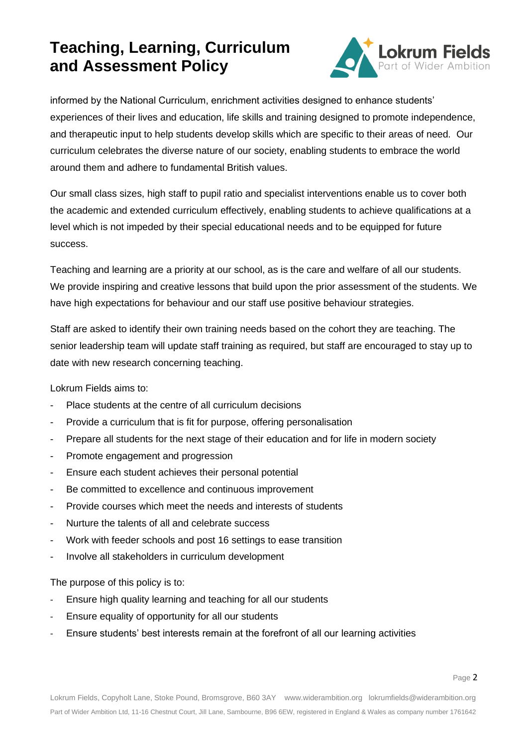informed by the National Curriculum, enrichment activities designed to enhance students' experiences of their lives and education, life skills and training designed to promote independence, and therapeutic input to help students develop skills which are specific to their areas of need. Our curriculum celebrates the diverse nature of our society, enabling students to embrace the world around them and adhere to fundamental British values.

Our small class sizes, high staff to pupil ratio and specialist interventions enable us to cover both the academic and extended curriculum effectively, enabling students to achieve qualifications at a level which is not impeded by their special educational needs and to be equipped for future success.

Teaching and learning are a priority at our school, as is the care and welfare of all our students. We provide inspiring and creative lessons that build upon the prior assessment of the students. We have high expectations for behaviour and our staff use positive behaviour strategies.

Staff are asked to identify their own training needs based on the cohort they are teaching. The senior leadership team will update staff training as required, but staff are encouraged to stay up to date with new research concerning teaching.

Lokrum Fields aims to:

- Place students at the centre of all curriculum decisions
- Provide a curriculum that is fit for purpose, offering personalisation
- Prepare all students for the next stage of their education and for life in modern society
- Promote engagement and progression
- Ensure each student achieves their personal potential
- Be committed to excellence and continuous improvement
- Provide courses which meet the needs and interests of students
- Nurture the talents of all and celebrate success
- Work with feeder schools and post 16 settings to ease transition
- Involve all stakeholders in curriculum development

The purpose of this policy is to:

- Ensure high quality learning and teaching for all our students
- Ensure equality of opportunity for all our students
- Ensure students' best interests remain at the forefront of all our learning activities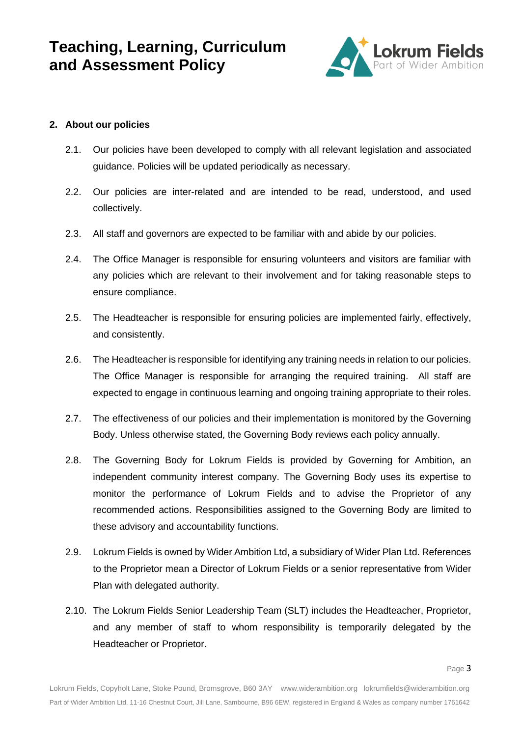## 2. About our policies

2.1. Our policies have been developed to comply with all relevant legislation and associated guidance. Policies will be updated periodically as necessary.

2.2. Our policies are inter-related and are intended to be read, understood, and used collectively.

2.3. All staff and governors are expected to be familiar with and abide by our policies.

2.4. The Office Manager is responsible for ensuring volunteers and visitors are familiar with any policies which are relevant to their involvement and for taking reasonable steps to ensure compliance.

2.5. The Headteacher is responsible for ensuring policies are implemented fairly, effectively, and consistently.

2.6. The Headteacher is responsible for identifying any training needs in relation to our policies. The Office Manager is responsible for arranging the required training. All staff are expected to engage in continuous learning and ongoing training appropriate to their roles.

2.7. The effectiveness of our policies and their implementation is monitored by the Governing Body. Unless otherwise stated, the Governing Body reviews each policy annually.

2.8. The Governing Body for Lokrum Fields is provided by Governing for Ambition, an independent community interest company. The Governing Body uses its expertise to monitor the performance of Lokrum Fields and to advise the Proprietor of any recommended actions. Responsibilities assigned to the Governing Body are limited to these advisory and accountability functions.

2.9. Lokrum Fields is owned by Wider Ambition Ltd, a subsidiary of Wider Plan Ltd. References to the Proprietor mean a Director of Lokrum Fields or a senior representative from Wider Plan with delegated authority.

2.10. The Lokrum Fields Senior Leadership Team (SLT) includes the Headteacher, Proprietor, and any member of staff to whom responsibility is temporarily delegated by the Headteacher or Proprietor.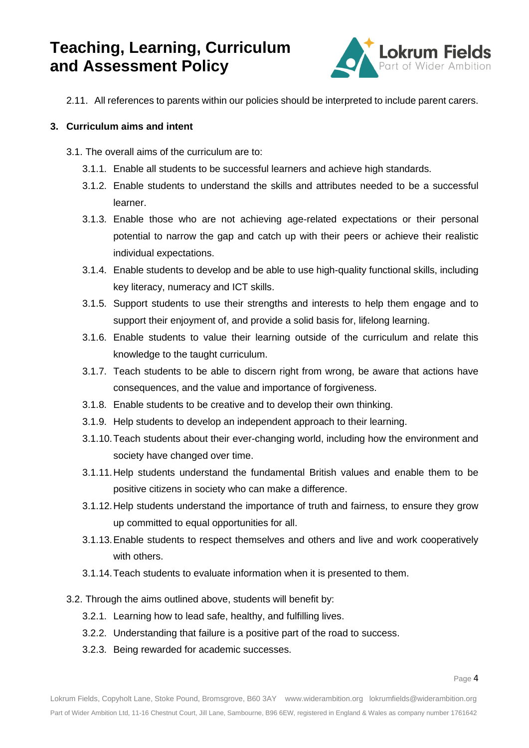2.11. All references to parents within our policies should be interpreted to include parent carers.

## 3. Curriculum aims and intent

3.1. The overall aims of the curriculum are to:

3.1.1. Enable all students to be successful learners and achieve high standards.

3.1.2. Enable students to understand the skills and attributes needed to be a successful learner.

3.1.3. Enable those who are not achieving age-related expectations or their personal potential to narrow the gap and catch up with their peers or achieve their realistic individual expectations.

3.1.4. Enable students to develop and be able to use high-quality functional skills, including key literacy, numeracy and ICT skills.

3.1.5. Support students to use their strengths and interests to help them engage and to support their enjoyment of, and provide a solid basis for, lifelong learning.

3.1.6. Enable students to value their learning outside of the curriculum and relate this knowledge to the taught curriculum.

3.1.7. Teach students to be able to discern right from wrong, be aware that actions have consequences, and the value and importance of forgiveness.

3.1.8. Enable students to be creative and to develop their own thinking.

3.1.9. Help students to develop an independent approach to their learning.

3.1.10. Teach students about their ever-changing world, including how the environment and society have changed over time.

3.1.11. Help students understand the fundamental British values and enable them to be positive citizens in society who can make a difference.

3.1.12. Help students understand the importance of truth and fairness, to ensure they grow up committed to equal opportunities for all.

3.1.13. Enable students to respect themselves and others and live and work cooperatively with others.

3.1.14. Teach students to evaluate information when it is presented to them.

3.2. Through the aims outlined above, students will benefit by:

3.2.1. Learning how to lead safe, healthy, and fulfilling lives.

3.2.2. Understanding that failure is a positive part of the road to success.

3.2.3. Being rewarded for academic successes.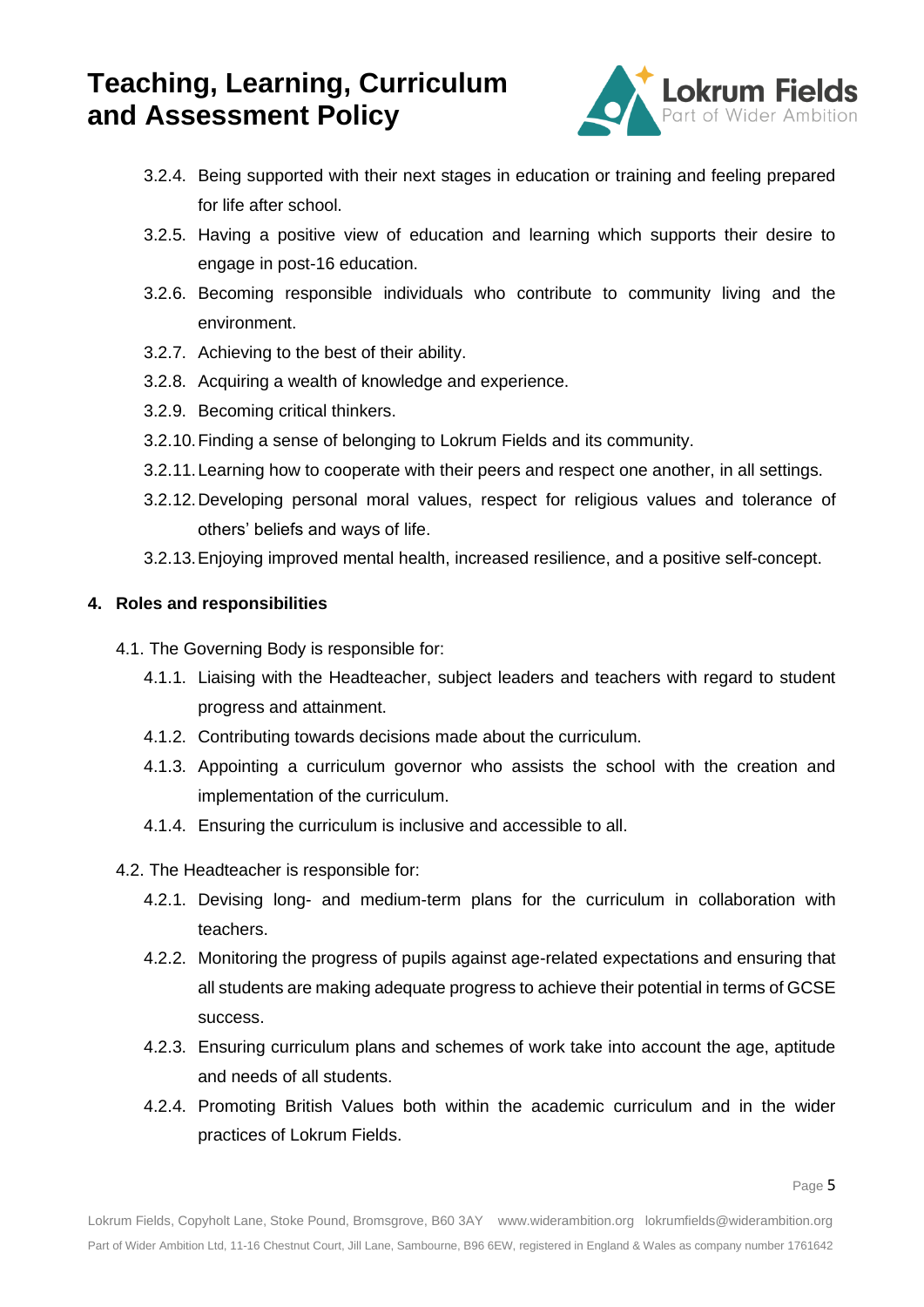3.2.4. Being supported with their next stages in education or training and feeling prepared for life after school.

3.2.5. Having a positive view of education and learning which supports their desire to engage in post-16 education.

3.2.6. Becoming responsible individuals who contribute to community living and the environment.

3.2.7. Achieving to the best of their ability.

3.2.8. Acquiring a wealth of knowledge and experience.

3.2.9. Becoming critical thinkers.

3.2.10. Finding a sense of belonging to Lokrum Fields and its community.

3.2.11. Learning how to cooperate with their peers and respect one another, in all settings.

3.2.12. Developing personal moral values, respect for religious values and tolerance of others' beliefs and ways of life.

3.2.13. Enjoying improved mental health, increased resilience, and a positive self-concept.

## 4. Roles and responsibilities

4.1. The Governing Body is responsible for:

4.1.1. Liaising with the Headteacher, subject leaders and teachers with regard to student progress and attainment.

4.1.2. Contributing towards decisions made about the curriculum.

4.1.3. Appointing a curriculum governor who assists the school with the creation and implementation of the curriculum.

4.1.4. Ensuring the curriculum is inclusive and accessible to all.

4.2. The Headteacher is responsible for:

4.2.1. Devising long- and medium-term plans for the curriculum in collaboration with teachers.

4.2.2. Monitoring the progress of pupils against age-related expectations and ensuring that all students are making adequate progress to achieve their potential in terms of GCSE success.

4.2.3. Ensuring curriculum plans and schemes of work take into account the age, aptitude and needs of all students.

4.2.4. Promoting British Values both within the academic curriculum and in the wider practices of Lokrum Fields.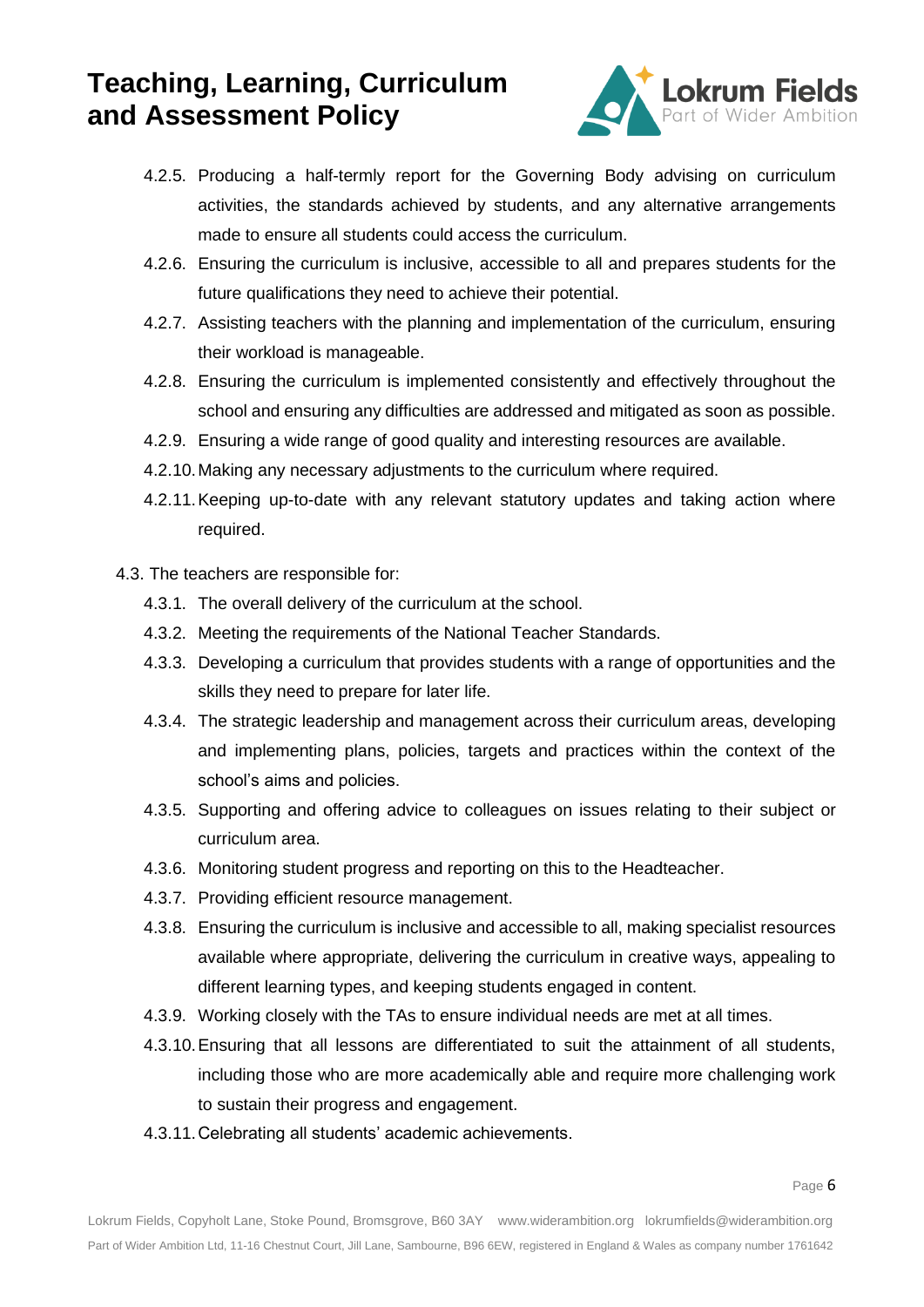4.2.5. Producing a half-termly report for the Governing Body advising on curriculum activities, the standards achieved by students, and any alternative arrangements made to ensure all students could access the curriculum.

4.2.6. Ensuring the curriculum is inclusive, accessible to all and prepares students for the future qualifications they need to achieve their potential.

4.2.7. Assisting teachers with the planning and implementation of the curriculum, ensuring their workload is manageable.

4.2.8. Ensuring the curriculum is implemented consistently and effectively throughout the school and ensuring any difficulties are addressed and mitigated as soon as possible.

4.2.9. Ensuring a wide range of good quality and interesting resources are available.

4.2.10. Making any necessary adjustments to the curriculum where required.

4.2.11. Keeping up-to-date with any relevant statutory updates and taking action where required.

4.3. The teachers are responsible for:

4.3.1. The overall delivery of the curriculum at the school.

4.3.2. Meeting the requirements of the National Teacher Standards.

4.3.3. Developing a curriculum that provides students with a range of opportunities and the skills they need to prepare for later life.

4.3.4. The strategic leadership and management across their curriculum areas, developing and implementing plans, policies, targets and practices within the context of the school's aims and policies.

4.3.5. Supporting and offering advice to colleagues on issues relating to their subject or curriculum area.

4.3.6. Monitoring student progress and reporting on this to the Headteacher.

4.3.7. Providing efficient resource management.

4.3.8. Ensuring the curriculum is inclusive and accessible to all, making specialist resources available where appropriate, delivering the curriculum in creative ways, appealing to different learning types, and keeping students engaged in content.

4.3.9. Working closely with the TAs to ensure individual needs are met at all times.

4.3.10. Ensuring that all lessons are differentiated to suit the attainment of all students, including those who are more academically able and require more challenging work to sustain their progress and engagement.

4.3.11. Celebrating all students' academic achievements.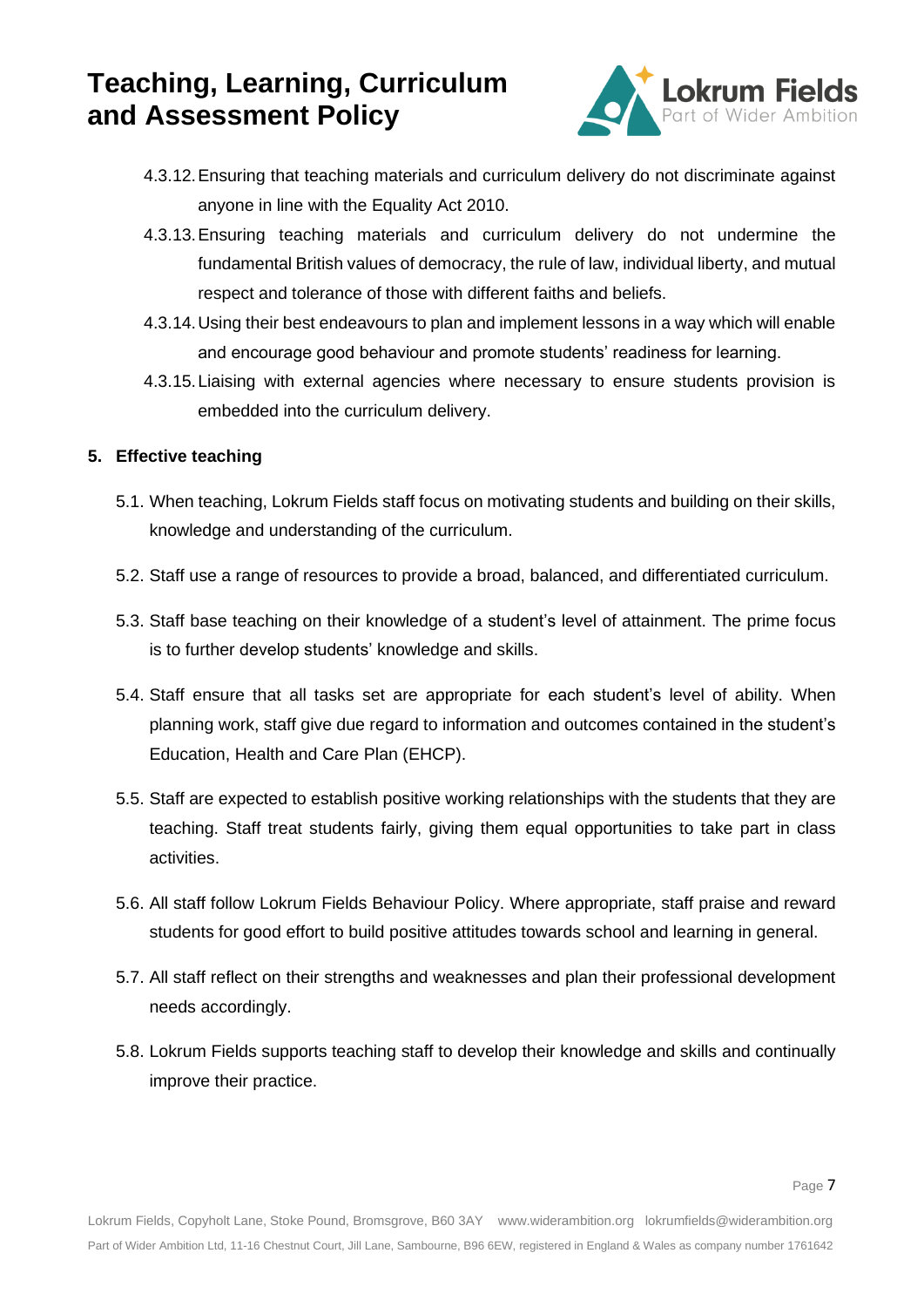4.3.12. Ensuring that teaching materials and curriculum delivery do not discriminate against anyone in line with the Equality Act 2010.

4.3.13. Ensuring teaching materials and curriculum delivery do not undermine the fundamental British values of democracy, the rule of law, individual liberty, and mutual respect and tolerance of those with different faiths and beliefs.

4.3.14. Using their best endeavours to plan and implement lessons in a way which will enable and encourage good behaviour and promote students' readiness for learning.

4.3.15. Liaising with external agencies where necessary to ensure students provision is embedded into the curriculum delivery.

## 5. Effective teaching

5.1. When teaching, Lokrum Fields staff focus on motivating students and building on their skills, knowledge and understanding of the curriculum.

5.2. Staff use a range of resources to provide a broad, balanced, and differentiated curriculum.

5.3. Staff base teaching on their knowledge of a student's level of attainment. The prime focus is to further develop students' knowledge and skills.

5.4. Staff ensure that all tasks set are appropriate for each student's level of ability. When planning work, staff give due regard to information and outcomes contained in the student's Education, Health and Care Plan (EHCP).

5.5. Staff are expected to establish positive working relationships with the students that they are teaching. Staff treat students fairly, giving them equal opportunities to take part in class activities.

5.6. All staff follow Lokrum Fields Behaviour Policy. Where appropriate, staff praise and reward students for good effort to build positive attitudes towards school and learning in general.

5.7. All staff reflect on their strengths and weaknesses and plan their professional development needs accordingly.

5.8. Lokrum Fields supports teaching staff to develop their knowledge and skills and continually improve their practice.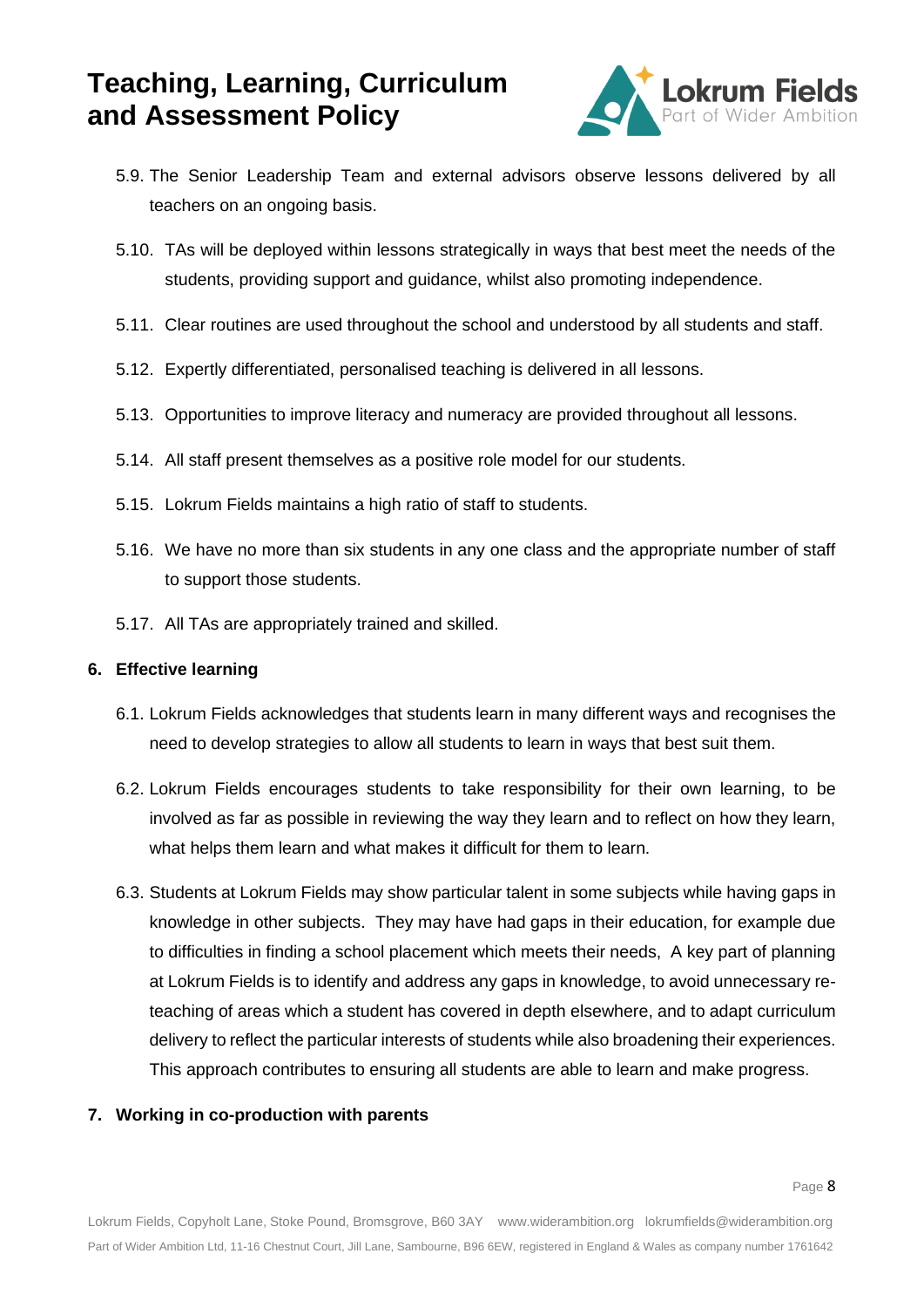5.9. The Senior Leadership Team and external advisors observe lessons delivered by all teachers on an ongoing basis.

5.10. TAs will be deployed within lessons strategically in ways that best meet the needs of the students, providing support and guidance, whilst also promoting independence.

5.11. Clear routines are used throughout the school and understood by all students and staff.

5.12. Expertly differentiated, personalised teaching is delivered in all lessons.

5.13. Opportunities to improve literacy and numeracy are provided throughout all lessons.

5.14. All staff present themselves as a positive role model for our students.

5.15. Lokrum Fields maintains a high ratio of staff to students.

5.16. We have no more than six students in any one class and the appropriate number of staff to support those students.

5.17. All TAs are appropriately trained and skilled.

## 6. Effective learning

6.1. Lokrum Fields acknowledges that students learn in many different ways and recognises the need to develop strategies to allow all students to learn in ways that best suit them.

6.2. Lokrum Fields encourages students to take responsibility for their own learning, to be involved as far as possible in reviewing the way they learn and to reflect on how they learn, what helps them learn and what makes it difficult for them to learn.

6.3. Students at Lokrum Fields may show particular talent in some subjects while having gaps in knowledge in other subjects. They may have had gaps in their education, for example due to difficulties in finding a school placement which meets their needs, A key part of planning at Lokrum Fields is to identify and address any gaps in knowledge, to avoid unnecessary re-teaching of areas which a student has covered in depth elsewhere, and to adapt curriculum delivery to reflect the particular interests of students while also broadening their experiences. This approach contributes to ensuring all students are able to learn and make progress.

## 7. Working in co-production with parents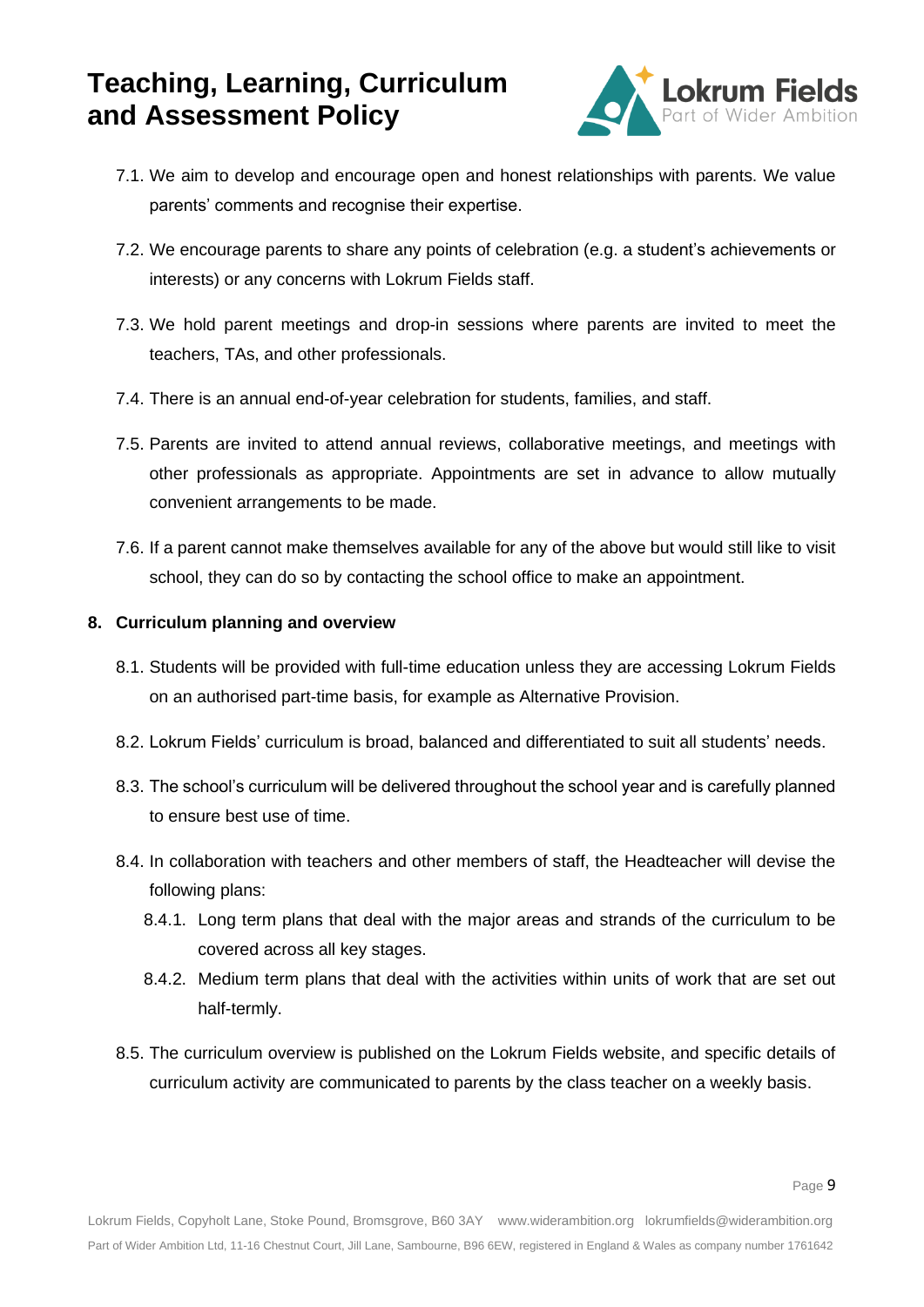7.1. We aim to develop and encourage open and honest relationships with parents. We value parents' comments and recognise their expertise.

7.2. We encourage parents to share any points of celebration (e.g. a student's achievements or interests) or any concerns with Lokrum Fields staff.

7.3. We hold parent meetings and drop-in sessions where parents are invited to meet the teachers, TAs, and other professionals.

7.4. There is an annual end-of-year celebration for students, families, and staff.

7.5. Parents are invited to attend annual reviews, collaborative meetings, and meetings with other professionals as appropriate. Appointments are set in advance to allow mutually convenient arrangements to be made.

7.6. If a parent cannot make themselves available for any of the above but would still like to visit school, they can do so by contacting the school office to make an appointment.

## 8. Curriculum planning and overview

8.1. Students will be provided with full-time education unless they are accessing Lokrum Fields on an authorised part-time basis, for example as Alternative Provision.

8.2. Lokrum Fields' curriculum is broad, balanced and differentiated to suit all students' needs.

8.3. The school's curriculum will be delivered throughout the school year and is carefully planned to ensure best use of time.

8.4. In collaboration with teachers and other members of staff, the Headteacher will devise the following plans:

- 8.4.1. Long term plans that deal with the major areas and strands of the curriculum to be covered across all key stages.
- 8.4.2. Medium term plans that deal with the activities within units of work that are set out half-termly.

8.5. The curriculum overview is published on the Lokrum Fields website, and specific details of curriculum activity are communicated to parents by the class teacher on a weekly basis.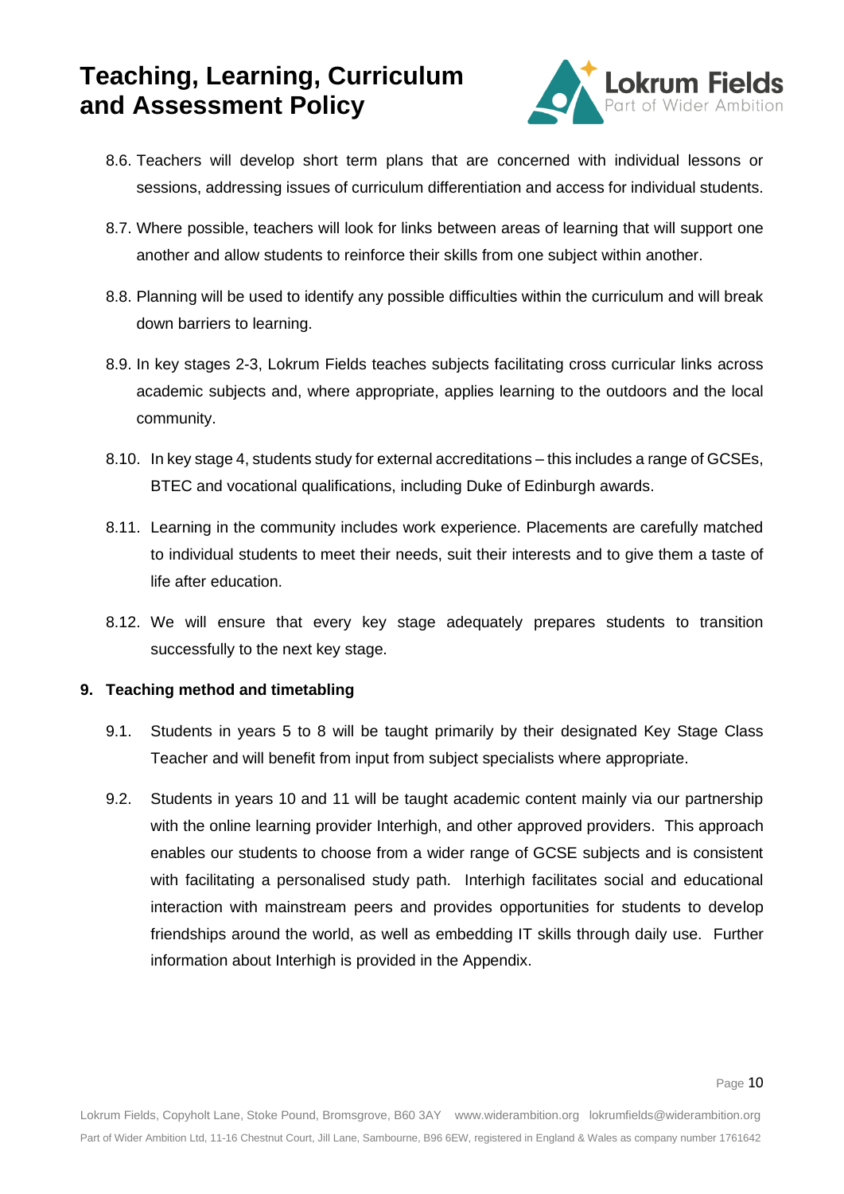8.6. Teachers will develop short term plans that are concerned with individual lessons or sessions, addressing issues of curriculum differentiation and access for individual students.

8.7. Where possible, teachers will look for links between areas of learning that will support one another and allow students to reinforce their skills from one subject within another.

8.8. Planning will be used to identify any possible difficulties within the curriculum and will break down barriers to learning.

8.9. In key stages 2-3, Lokrum Fields teaches subjects facilitating cross curricular links across academic subjects and, where appropriate, applies learning to the outdoors and the local community.

8.10. In key stage 4, students study for external accreditations – this includes a range of GCSEs, BTEC and vocational qualifications, including Duke of Edinburgh awards.

8.11. Learning in the community includes work experience. Placements are carefully matched to individual students to meet their needs, suit their interests and to give them a taste of life after education.

8.12. We will ensure that every key stage adequately prepares students to transition successfully to the next key stage.

## 9. Teaching method and timetabling

9.1. Students in years 5 to 8 will be taught primarily by their designated Key Stage Class Teacher and will benefit from input from subject specialists where appropriate.

9.2. Students in years 10 and 11 will be taught academic content mainly via our partnership with the online learning provider Interhigh, and other approved providers. This approach enables our students to choose from a wider range of GCSE subjects and is consistent with facilitating a personalised study path. Interhigh facilitates social and educational interaction with mainstream peers and provides opportunities for students to develop friendships around the world, as well as embedding IT skills through daily use. Further information about Interhigh is provided in the Appendix.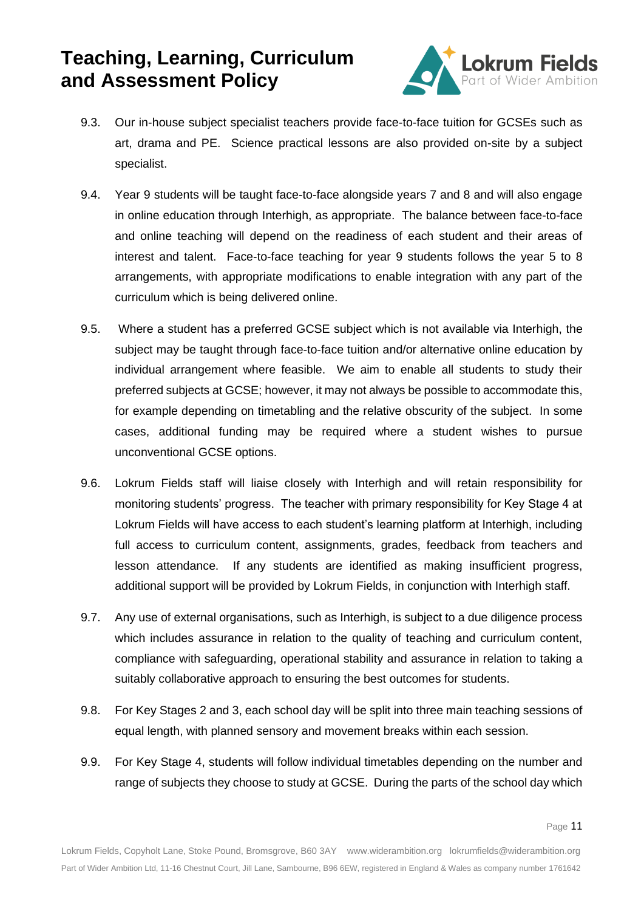9.3. Our in-house subject specialist teachers provide face-to-face tuition for GCSEs such as art, drama and PE. Science practical lessons are also provided on-site by a subject specialist.

9.4. Year 9 students will be taught face-to-face alongside years 7 and 8 and will also engage in online education through Interhigh, as appropriate. The balance between face-to-face and online teaching will depend on the readiness of each student and their areas of interest and talent. Face-to-face teaching for year 9 students follows the year 5 to 8 arrangements, with appropriate modifications to enable integration with any part of the curriculum which is being delivered online.

9.5. Where a student has a preferred GCSE subject which is not available via Interhigh, the subject may be taught through face-to-face tuition and/or alternative online education by individual arrangement where feasible. We aim to enable all students to study their preferred subjects at GCSE; however, it may not always be possible to accommodate this, for example depending on timetabling and the relative obscurity of the subject. In some cases, additional funding may be required where a student wishes to pursue unconventional GCSE options.

9.6. Lokrum Fields staff will liaise closely with Interhigh and will retain responsibility for monitoring students' progress. The teacher with primary responsibility for Key Stage 4 at Lokrum Fields will have access to each student's learning platform at Interhigh, including full access to curriculum content, assignments, grades, feedback from teachers and lesson attendance. If any students are identified as making insufficient progress, additional support will be provided by Lokrum Fields, in conjunction with Interhigh staff.

9.7. Any use of external organisations, such as Interhigh, is subject to a due diligence process which includes assurance in relation to the quality of teaching and curriculum content, compliance with safeguarding, operational stability and assurance in relation to taking a suitably collaborative approach to ensuring the best outcomes for students.

9.8. For Key Stages 2 and 3, each school day will be split into three main teaching sessions of equal length, with planned sensory and movement breaks within each session.

9.9. For Key Stage 4, students will follow individual timetables depending on the number and range of subjects they choose to study at GCSE. During the parts of the school day which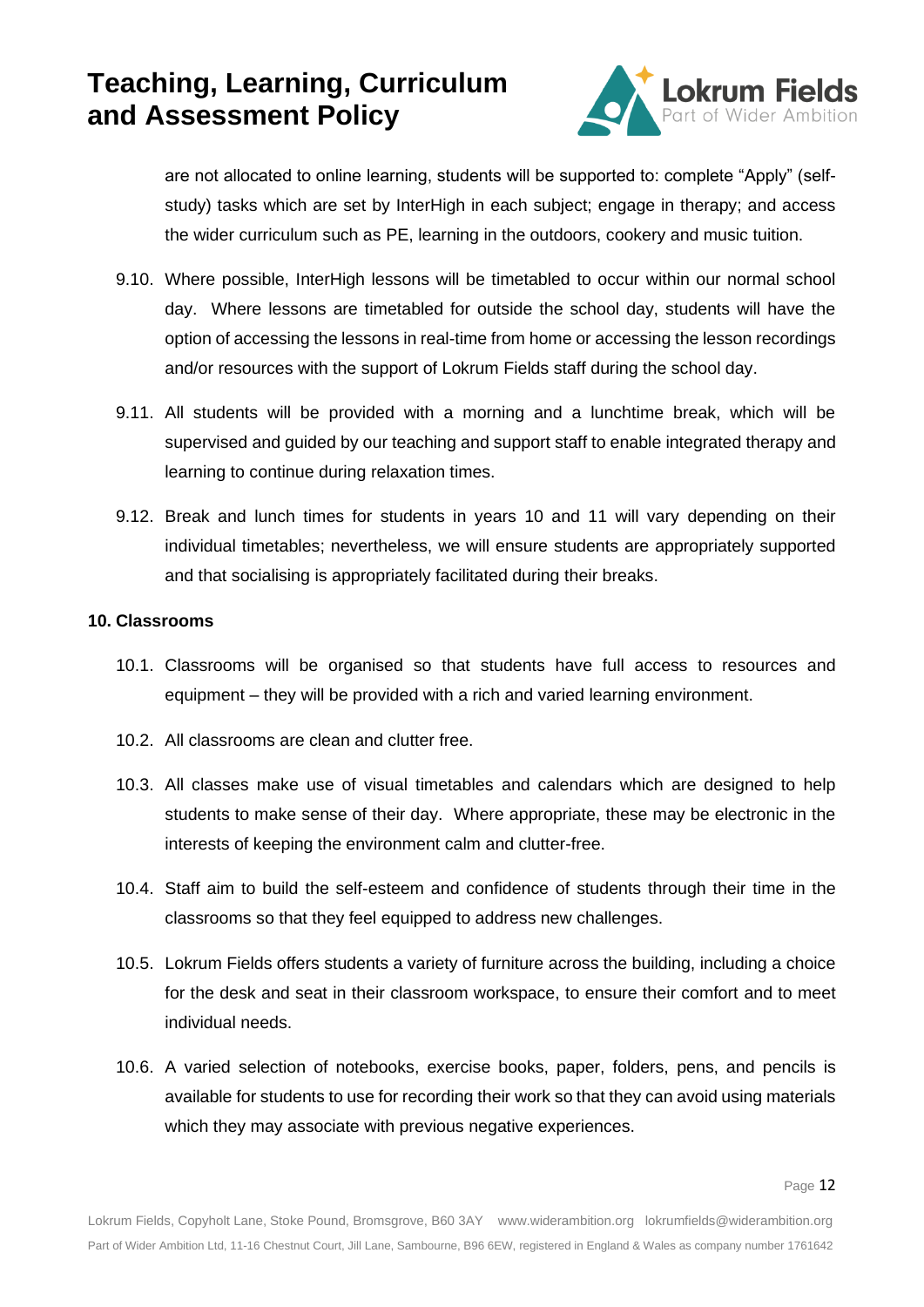are not allocated to online learning, students will be supported to: complete "Apply" (self-study) tasks which are set by InterHigh in each subject; engage in therapy; and access the wider curriculum such as PE, learning in the outdoors, cookery and music tuition.

9.10. Where possible, InterHigh lessons will be timetabled to occur within our normal school day. Where lessons are timetabled for outside the school day, students will have the option of accessing the lessons in real-time from home or accessing the lesson recordings and/or resources with the support of Lokrum Fields staff during the school day.

9.11. All students will be provided with a morning and a lunchtime break, which will be supervised and guided by our teaching and support staff to enable integrated therapy and learning to continue during relaxation times.

9.12. Break and lunch times for students in years 10 and 11 will vary depending on their individual timetables; nevertheless, we will ensure students are appropriately supported and that socialising is appropriately facilitated during their breaks.

**10. Classrooms**

10.1. Classrooms will be organised so that students have full access to resources and equipment – they will be provided with a rich and varied learning environment.

10.2. All classrooms are clean and clutter free.

10.3. All classes make use of visual timetables and calendars which are designed to help students to make sense of their day. Where appropriate, these may be electronic in the interests of keeping the environment calm and clutter-free.

10.4. Staff aim to build the self-esteem and confidence of students through their time in the classrooms so that they feel equipped to address new challenges.

10.5. Lokrum Fields offers students a variety of furniture across the building, including a choice for the desk and seat in their classroom workspace, to ensure their comfort and to meet individual needs.

10.6. A varied selection of notebooks, exercise books, paper, folders, pens, and pencils is available for students to use for recording their work so that they can avoid using materials which they may associate with previous negative experiences.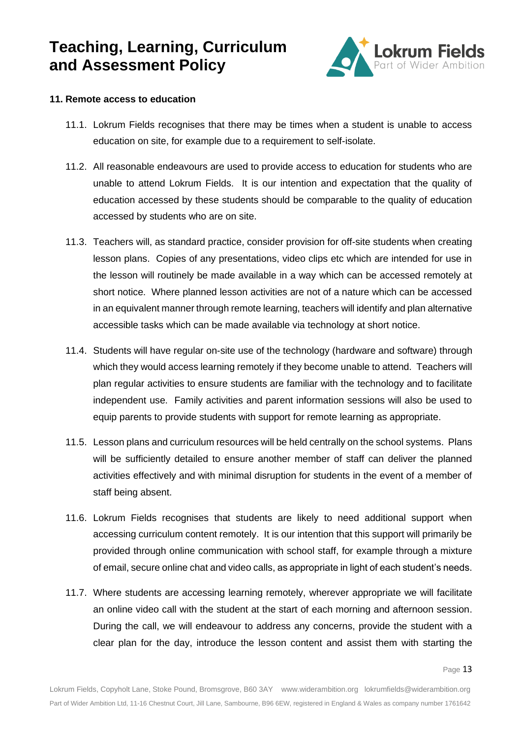**11. Remote access to education**

11.1. Lokrum Fields recognises that there may be times when a student is unable to access education on site, for example due to a requirement to self-isolate.

11.2. All reasonable endeavours are used to provide access to education for students who are unable to attend Lokrum Fields. It is our intention and expectation that the quality of education accessed by these students should be comparable to the quality of education accessed by students who are on site.

11.3. Teachers will, as standard practice, consider provision for off-site students when creating lesson plans. Copies of any presentations, video clips etc which are intended for use in the lesson will routinely be made available in a way which can be accessed remotely at short notice. Where planned lesson activities are not of a nature which can be accessed in an equivalent manner through remote learning, teachers will identify and plan alternative accessible tasks which can be made available via technology at short notice.

11.4. Students will have regular on-site use of the technology (hardware and software) through which they would access learning remotely if they become unable to attend. Teachers will plan regular activities to ensure students are familiar with the technology and to facilitate independent use. Family activities and parent information sessions will also be used to equip parents to provide students with support for remote learning as appropriate.

11.5. Lesson plans and curriculum resources will be held centrally on the school systems. Plans will be sufficiently detailed to ensure another member of staff can deliver the planned activities effectively and with minimal disruption for students in the event of a member of staff being absent.

11.6. Lokrum Fields recognises that students are likely to need additional support when accessing curriculum content remotely. It is our intention that this support will primarily be provided through online communication with school staff, for example through a mixture of email, secure online chat and video calls, as appropriate in light of each student's needs.

11.7. Where students are accessing learning remotely, wherever appropriate we will facilitate an online video call with the student at the start of each morning and afternoon session. During the call, we will endeavour to address any concerns, provide the student with a clear plan for the day, introduce the lesson content and assist them with starting the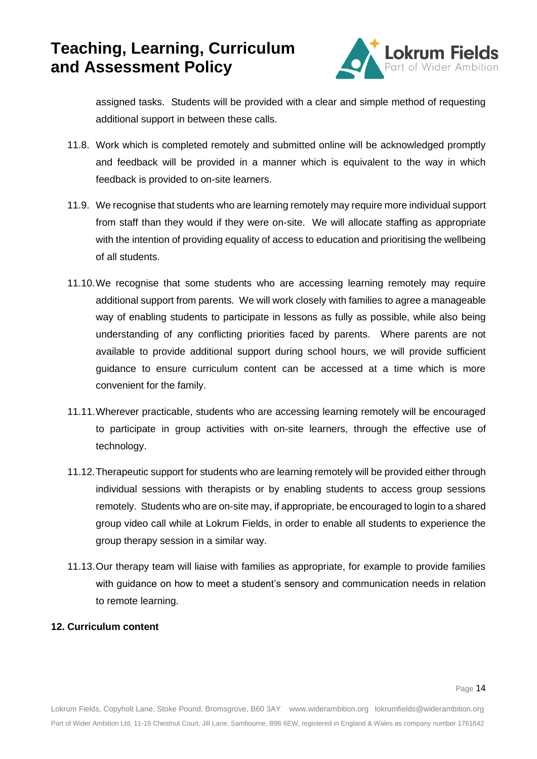assigned tasks. Students will be provided with a clear and simple method of requesting additional support in between these calls.

11.8. Work which is completed remotely and submitted online will be acknowledged promptly and feedback will be provided in a manner which is equivalent to the way in which feedback is provided to on-site learners.

11.9. We recognise that students who are learning remotely may require more individual support from staff than they would if they were on-site. We will allocate staffing as appropriate with the intention of providing equality of access to education and prioritising the wellbeing of all students.

11.10. We recognise that some students who are accessing learning remotely may require additional support from parents. We will work closely with families to agree a manageable way of enabling students to participate in lessons as fully as possible, while also being understanding of any conflicting priorities faced by parents. Where parents are not available to provide additional support during school hours, we will provide sufficient guidance to ensure curriculum content can be accessed at a time which is more convenient for the family.

11.11. Wherever practicable, students who are accessing learning remotely will be encouraged to participate in group activities with on-site learners, through the effective use of technology.

11.12. Therapeutic support for students who are learning remotely will be provided either through individual sessions with therapists or by enabling students to access group sessions remotely. Students who are on-site may, if appropriate, be encouraged to login to a shared group video call while at Lokrum Fields, in order to enable all students to experience the group therapy session in a similar way.

11.13. Our therapy team will liaise with families as appropriate, for example to provide families with guidance on how to meet a student's sensory and communication needs in relation to remote learning.

## 12. Curriculum content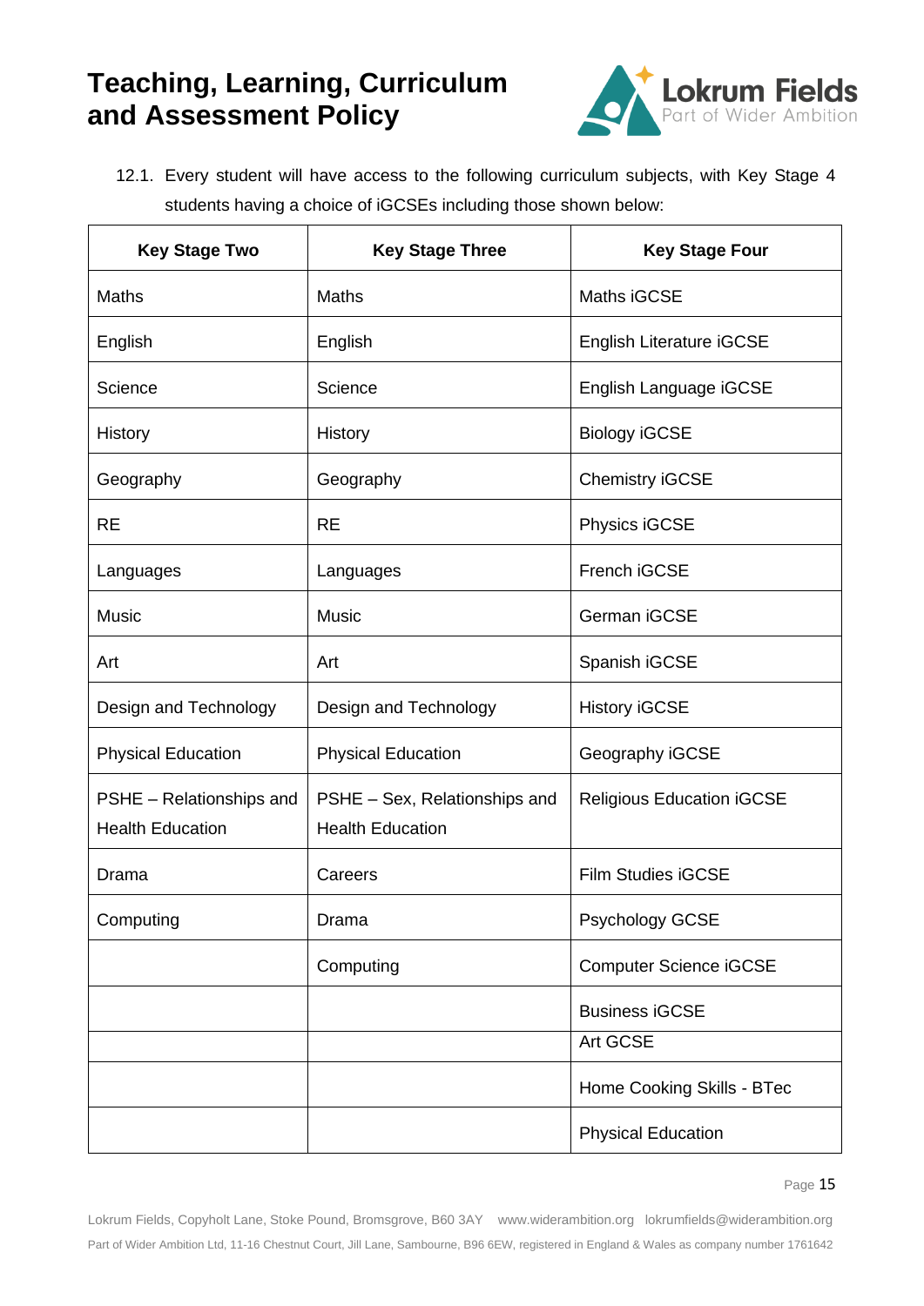12.1. Every student will have access to the following curriculum subjects, with Key Stage 4 students having a choice of iGCSEs including those shown below:

| Key Stage Two | Key Stage Three | Key Stage Four |
|---|---|---|
| Maths | Maths | Maths iGCSE |
| English | English | English Literature iGCSE |
| Science | Science | English Language iGCSE |
| History | History | Biology iGCSE |
| Geography | Geography | Chemistry iGCSE |
| RE | RE | Physics iGCSE |
| Languages | Languages | French iGCSE |
| Music | Music | German iGCSE |
| Art | Art | Spanish iGCSE |
| Design and Technology | Design and Technology | History iGCSE |
| Physical Education | Physical Education | Geography iGCSE |
| PSHE – Relationships and Health Education | PSHE – Sex, Relationships and Health Education | Religious Education iGCSE |
| Drama | Careers | Film Studies iGCSE |
| Computing | Drama | Psychology GCSE |
| | Computing | Computer Science iGCSE |
| | | Business iGCSE |
| | | Art GCSE |
| | | Home Cooking Skills - BTec |
| | | Physical Education |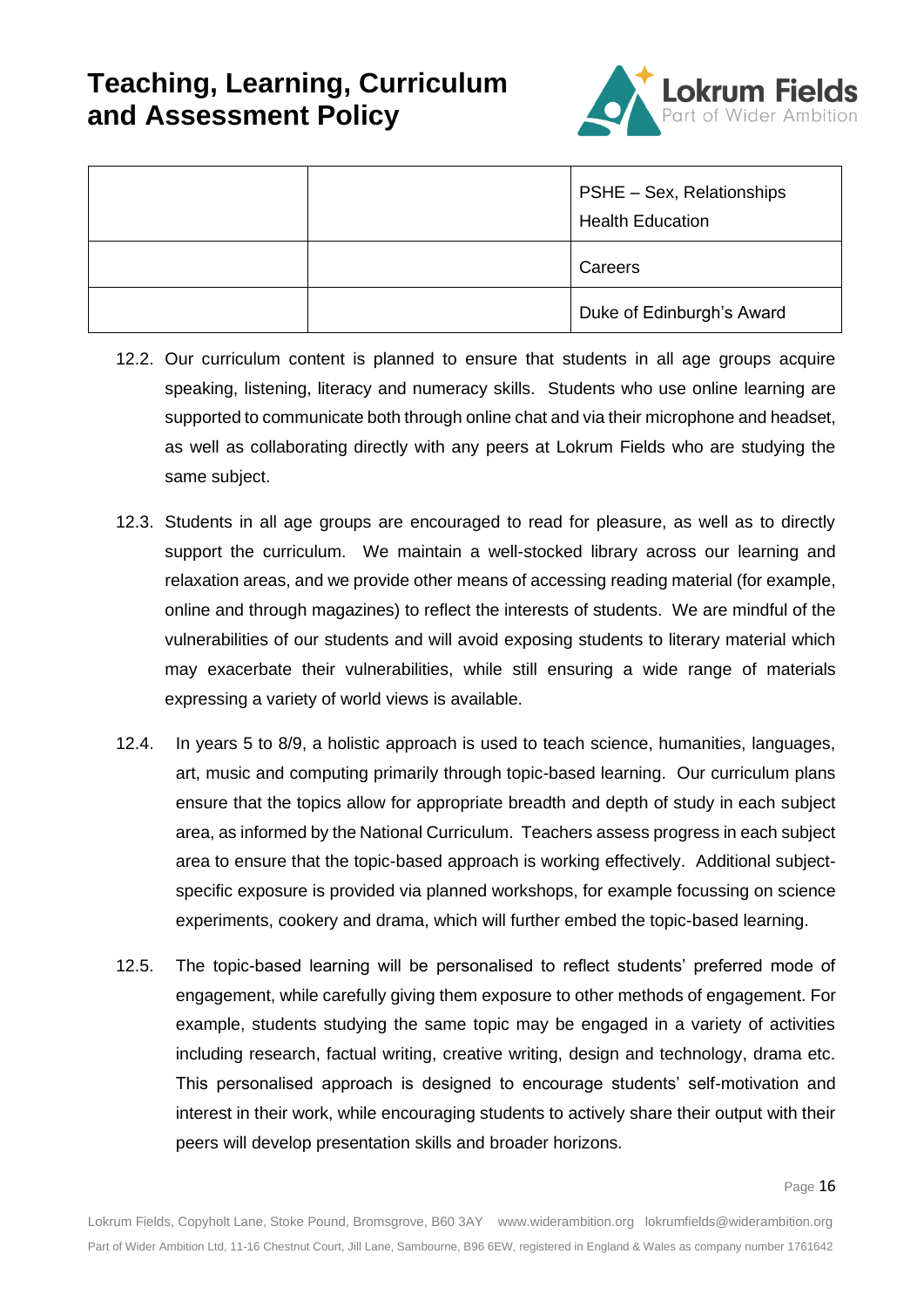| | | |
|---|---|---|
| | | PSHE – Sex, Relationships Health Education |
| | | Careers |
| | | Duke of Edinburgh's Award |

12.2. Our curriculum content is planned to ensure that students in all age groups acquire speaking, listening, literacy and numeracy skills. Students who use online learning are supported to communicate both through online chat and via their microphone and headset, as well as collaborating directly with any peers at Lokrum Fields who are studying the same subject.

12.3. Students in all age groups are encouraged to read for pleasure, as well as to directly support the curriculum. We maintain a well-stocked library across our learning and relaxation areas, and we provide other means of accessing reading material (for example, online and through magazines) to reflect the interests of students. We are mindful of the vulnerabilities of our students and will avoid exposing students to literary material which may exacerbate their vulnerabilities, while still ensuring a wide range of materials expressing a variety of world views is available.

12.4. In years 5 to 8/9, a holistic approach is used to teach science, humanities, languages, art, music and computing primarily through topic-based learning. Our curriculum plans ensure that the topics allow for appropriate breadth and depth of study in each subject area, as informed by the National Curriculum. Teachers assess progress in each subject area to ensure that the topic-based approach is working effectively. Additional subject-specific exposure is provided via planned workshops, for example focussing on science experiments, cookery and drama, which will further embed the topic-based learning.

12.5. The topic-based learning will be personalised to reflect students' preferred mode of engagement, while carefully giving them exposure to other methods of engagement. For example, students studying the same topic may be engaged in a variety of activities including research, factual writing, creative writing, design and technology, drama etc. This personalised approach is designed to encourage students' self-motivation and interest in their work, while encouraging students to actively share their output with their peers will develop presentation skills and broader horizons.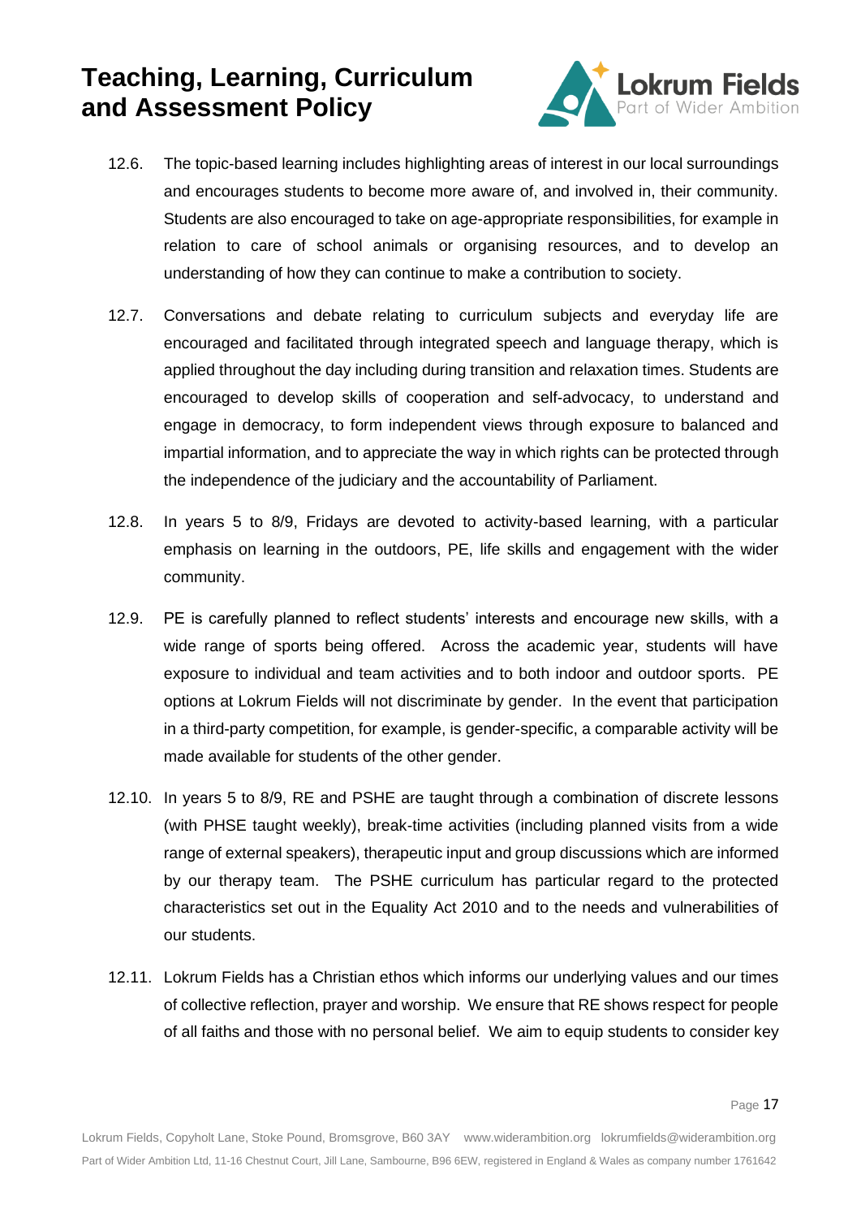12.6. The topic-based learning includes highlighting areas of interest in our local surroundings and encourages students to become more aware of, and involved in, their community. Students are also encouraged to take on age-appropriate responsibilities, for example in relation to care of school animals or organising resources, and to develop an understanding of how they can continue to make a contribution to society.

12.7. Conversations and debate relating to curriculum subjects and everyday life are encouraged and facilitated through integrated speech and language therapy, which is applied throughout the day including during transition and relaxation times. Students are encouraged to develop skills of cooperation and self-advocacy, to understand and engage in democracy, to form independent views through exposure to balanced and impartial information, and to appreciate the way in which rights can be protected through the independence of the judiciary and the accountability of Parliament.

12.8. In years 5 to 8/9, Fridays are devoted to activity-based learning, with a particular emphasis on learning in the outdoors, PE, life skills and engagement with the wider community.

12.9. PE is carefully planned to reflect students' interests and encourage new skills, with a wide range of sports being offered. Across the academic year, students will have exposure to individual and team activities and to both indoor and outdoor sports. PE options at Lokrum Fields will not discriminate by gender. In the event that participation in a third-party competition, for example, is gender-specific, a comparable activity will be made available for students of the other gender.

12.10. In years 5 to 8/9, RE and PSHE are taught through a combination of discrete lessons (with PHSE taught weekly), break-time activities (including planned visits from a wide range of external speakers), therapeutic input and group discussions which are informed by our therapy team. The PSHE curriculum has particular regard to the protected characteristics set out in the Equality Act 2010 and to the needs and vulnerabilities of our students.

12.11. Lokrum Fields has a Christian ethos which informs our underlying values and our times of collective reflection, prayer and worship. We ensure that RE shows respect for people of all faiths and those with no personal belief. We aim to equip students to consider key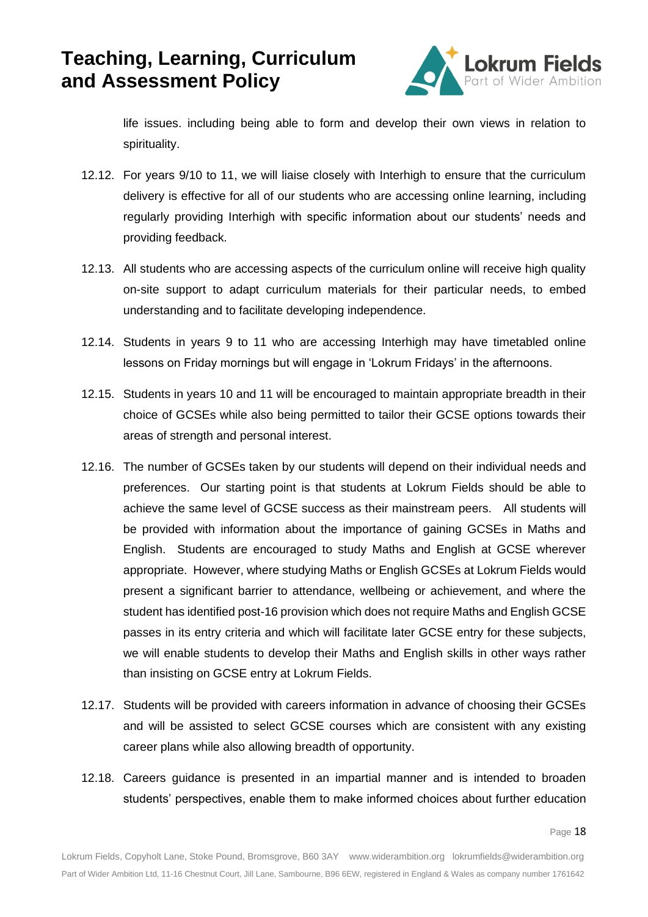life issues. including being able to form and develop their own views in relation to spirituality.

12.12. For years 9/10 to 11, we will liaise closely with Interhigh to ensure that the curriculum delivery is effective for all of our students who are accessing online learning, including regularly providing Interhigh with specific information about our students' needs and providing feedback.

12.13. All students who are accessing aspects of the curriculum online will receive high quality on-site support to adapt curriculum materials for their particular needs, to embed understanding and to facilitate developing independence.

12.14. Students in years 9 to 11 who are accessing Interhigh may have timetabled online lessons on Friday mornings but will engage in 'Lokrum Fridays' in the afternoons.

12.15. Students in years 10 and 11 will be encouraged to maintain appropriate breadth in their choice of GCSEs while also being permitted to tailor their GCSE options towards their areas of strength and personal interest.

12.16. The number of GCSEs taken by our students will depend on their individual needs and preferences. Our starting point is that students at Lokrum Fields should be able to achieve the same level of GCSE success as their mainstream peers. All students will be provided with information about the importance of gaining GCSEs in Maths and English. Students are encouraged to study Maths and English at GCSE wherever appropriate. However, where studying Maths or English GCSEs at Lokrum Fields would present a significant barrier to attendance, wellbeing or achievement, and where the student has identified post-16 provision which does not require Maths and English GCSE passes in its entry criteria and which will facilitate later GCSE entry for these subjects, we will enable students to develop their Maths and English skills in other ways rather than insisting on GCSE entry at Lokrum Fields.

12.17. Students will be provided with careers information in advance of choosing their GCSEs and will be assisted to select GCSE courses which are consistent with any existing career plans while also allowing breadth of opportunity.

12.18. Careers guidance is presented in an impartial manner and is intended to broaden students' perspectives, enable them to make informed choices about further education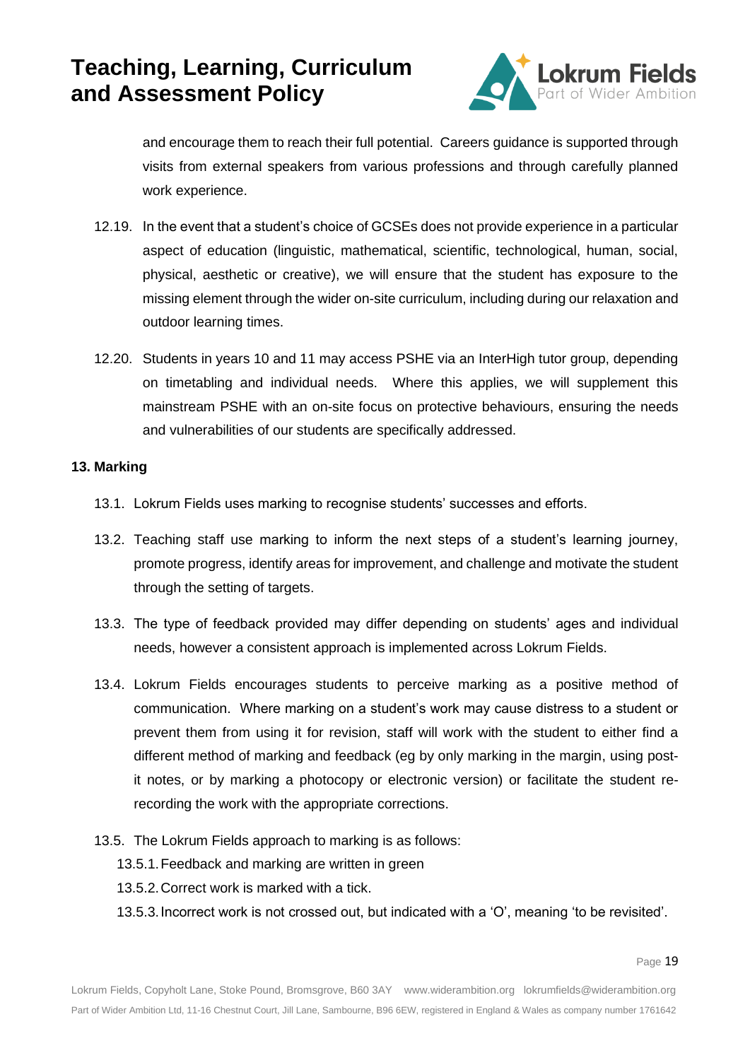and encourage them to reach their full potential. Careers guidance is supported through visits from external speakers from various professions and through carefully planned work experience.

12.19. In the event that a student's choice of GCSEs does not provide experience in a particular aspect of education (linguistic, mathematical, scientific, technological, human, social, physical, aesthetic or creative), we will ensure that the student has exposure to the missing element through the wider on-site curriculum, including during our relaxation and outdoor learning times.

12.20. Students in years 10 and 11 may access PSHE via an InterHigh tutor group, depending on timetabling and individual needs. Where this applies, we will supplement this mainstream PSHE with an on-site focus on protective behaviours, ensuring the needs and vulnerabilities of our students are specifically addressed.

**13. Marking**

13.1. Lokrum Fields uses marking to recognise students' successes and efforts.

13.2. Teaching staff use marking to inform the next steps of a student's learning journey, promote progress, identify areas for improvement, and challenge and motivate the student through the setting of targets.

13.3. The type of feedback provided may differ depending on students' ages and individual needs, however a consistent approach is implemented across Lokrum Fields.

13.4. Lokrum Fields encourages students to perceive marking as a positive method of communication. Where marking on a student's work may cause distress to a student or prevent them from using it for revision, staff will work with the student to either find a different method of marking and feedback (eg by only marking in the margin, using post-it notes, or by marking a photocopy or electronic version) or facilitate the student re-recording the work with the appropriate corrections.

13.5. The Lokrum Fields approach to marking is as follows:

- 13.5.1. Feedback and marking are written in green
- 13.5.2. Correct work is marked with a tick.
- 13.5.3. Incorrect work is not crossed out, but indicated with a 'O', meaning 'to be revisited'.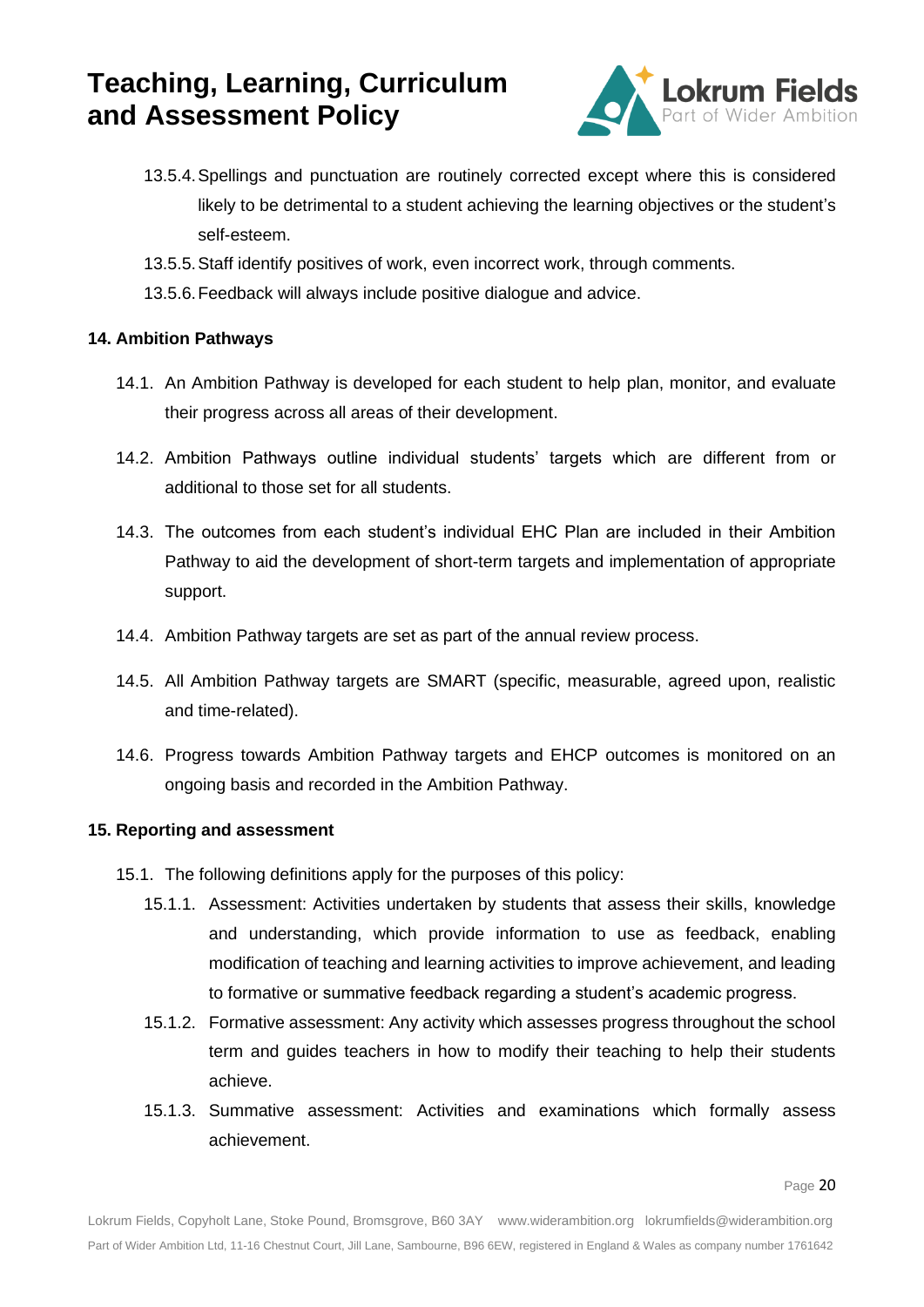13.5.4. Spellings and punctuation are routinely corrected except where this is considered likely to be detrimental to a student achieving the learning objectives or the student's self-esteem.

13.5.5. Staff identify positives of work, even incorrect work, through comments.

13.5.6. Feedback will always include positive dialogue and advice.

**14. Ambition Pathways**

14.1. An Ambition Pathway is developed for each student to help plan, monitor, and evaluate their progress across all areas of their development.

14.2. Ambition Pathways outline individual students' targets which are different from or additional to those set for all students.

14.3. The outcomes from each student's individual EHC Plan are included in their Ambition Pathway to aid the development of short-term targets and implementation of appropriate support.

14.4. Ambition Pathway targets are set as part of the annual review process.

14.5. All Ambition Pathway targets are SMART (specific, measurable, agreed upon, realistic and time-related).

14.6. Progress towards Ambition Pathway targets and EHCP outcomes is monitored on an ongoing basis and recorded in the Ambition Pathway.

**15. Reporting and assessment**

15.1. The following definitions apply for the purposes of this policy:

15.1.1. Assessment: Activities undertaken by students that assess their skills, knowledge and understanding, which provide information to use as feedback, enabling modification of teaching and learning activities to improve achievement, and leading to formative or summative feedback regarding a student's academic progress.

15.1.2. Formative assessment: Any activity which assesses progress throughout the school term and guides teachers in how to modify their teaching to help their students achieve.

15.1.3. Summative assessment: Activities and examinations which formally assess achievement.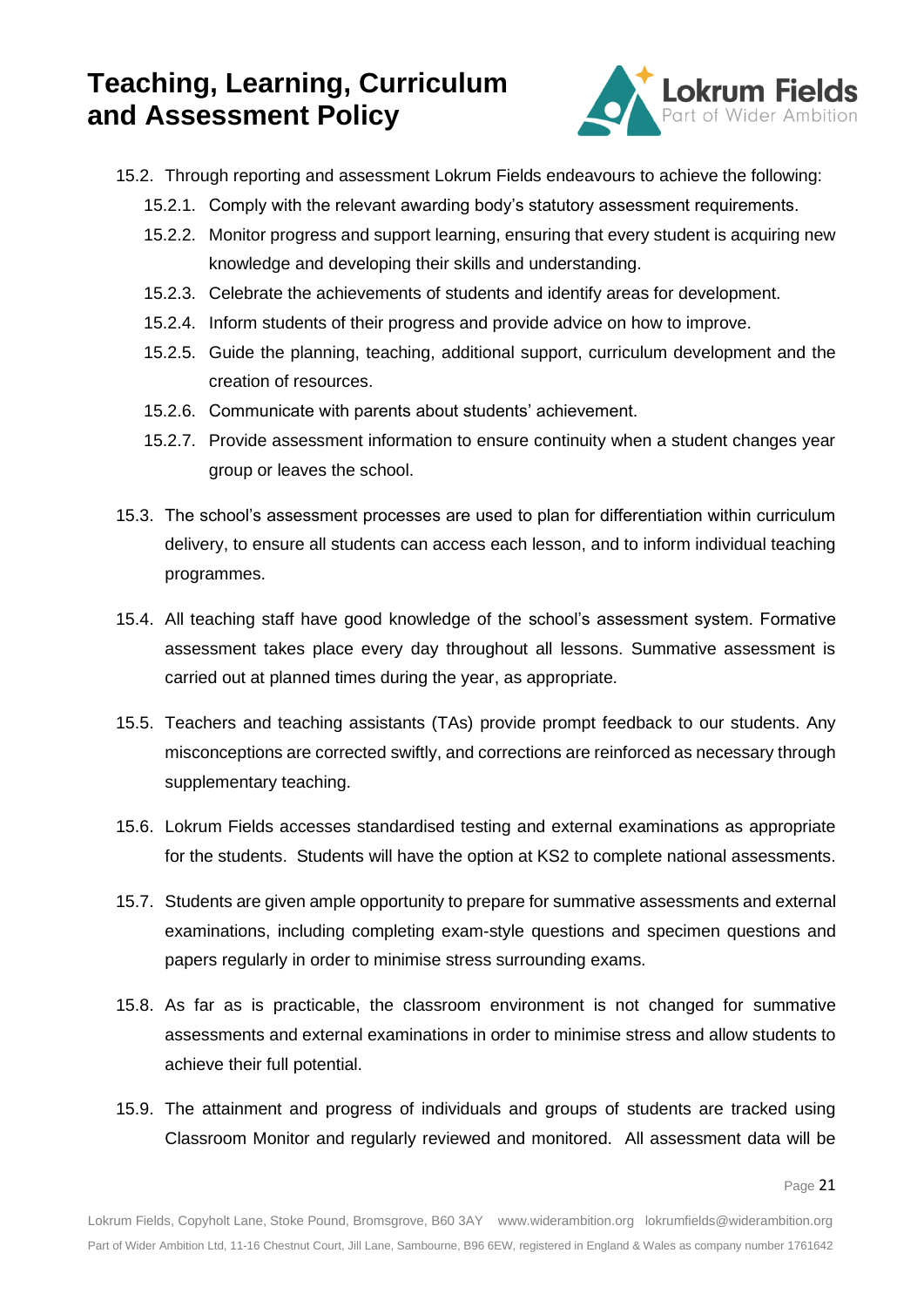15.2. Through reporting and assessment Lokrum Fields endeavours to achieve the following:

- 15.2.1. Comply with the relevant awarding body's statutory assessment requirements.
- 15.2.2. Monitor progress and support learning, ensuring that every student is acquiring new knowledge and developing their skills and understanding.
- 15.2.3. Celebrate the achievements of students and identify areas for development.
- 15.2.4. Inform students of their progress and provide advice on how to improve.
- 15.2.5. Guide the planning, teaching, additional support, curriculum development and the creation of resources.
- 15.2.6. Communicate with parents about students' achievement.
- 15.2.7. Provide assessment information to ensure continuity when a student changes year group or leaves the school.

15.3. The school's assessment processes are used to plan for differentiation within curriculum delivery, to ensure all students can access each lesson, and to inform individual teaching programmes.

15.4. All teaching staff have good knowledge of the school's assessment system. Formative assessment takes place every day throughout all lessons. Summative assessment is carried out at planned times during the year, as appropriate.

15.5. Teachers and teaching assistants (TAs) provide prompt feedback to our students. Any misconceptions are corrected swiftly, and corrections are reinforced as necessary through supplementary teaching.

15.6. Lokrum Fields accesses standardised testing and external examinations as appropriate for the students. Students will have the option at KS2 to complete national assessments.

15.7. Students are given ample opportunity to prepare for summative assessments and external examinations, including completing exam-style questions and specimen questions and papers regularly in order to minimise stress surrounding exams.

15.8. As far as is practicable, the classroom environment is not changed for summative assessments and external examinations in order to minimise stress and allow students to achieve their full potential.

15.9. The attainment and progress of individuals and groups of students are tracked using Classroom Monitor and regularly reviewed and monitored. All assessment data will be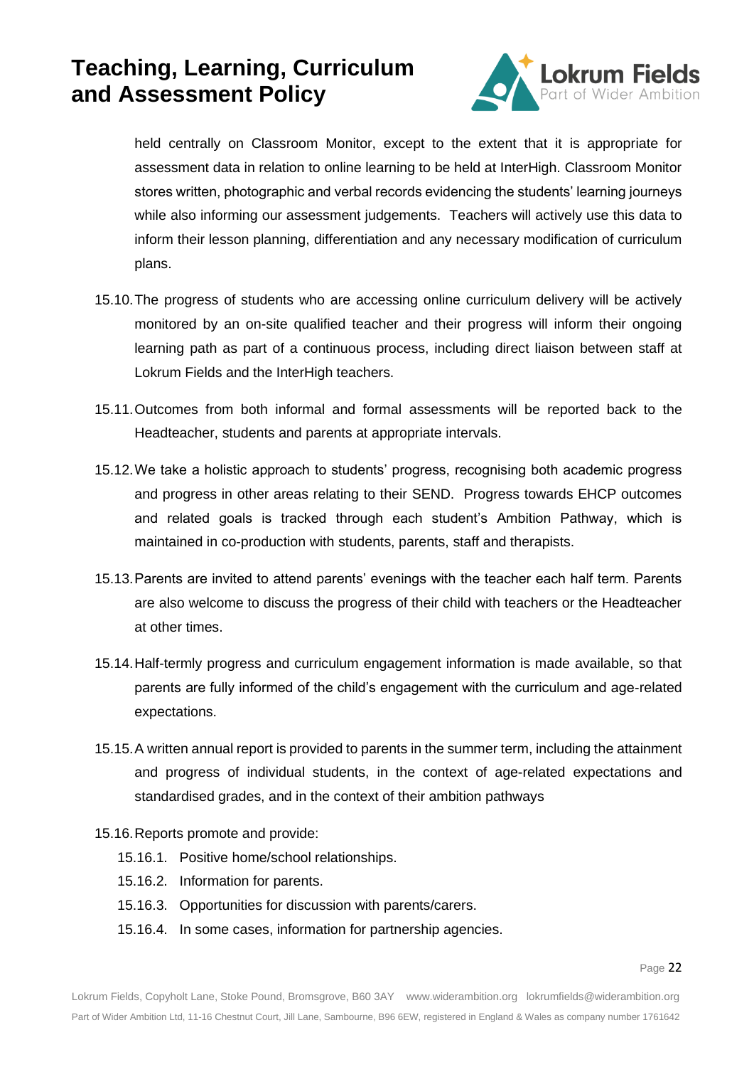held centrally on Classroom Monitor, except to the extent that it is appropriate for assessment data in relation to online learning to be held at InterHigh. Classroom Monitor stores written, photographic and verbal records evidencing the students' learning journeys while also informing our assessment judgements. Teachers will actively use this data to inform their lesson planning, differentiation and any necessary modification of curriculum plans.

15.10. The progress of students who are accessing online curriculum delivery will be actively monitored by an on-site qualified teacher and their progress will inform their ongoing learning path as part of a continuous process, including direct liaison between staff at Lokrum Fields and the InterHigh teachers.

15.11. Outcomes from both informal and formal assessments will be reported back to the Headteacher, students and parents at appropriate intervals.

15.12. We take a holistic approach to students' progress, recognising both academic progress and progress in other areas relating to their SEND. Progress towards EHCP outcomes and related goals is tracked through each student's Ambition Pathway, which is maintained in co-production with students, parents, staff and therapists.

15.13. Parents are invited to attend parents' evenings with the teacher each half term. Parents are also welcome to discuss the progress of their child with teachers or the Headteacher at other times.

15.14. Half-termly progress and curriculum engagement information is made available, so that parents are fully informed of the child's engagement with the curriculum and age-related expectations.

15.15. A written annual report is provided to parents in the summer term, including the attainment and progress of individual students, in the context of age-related expectations and standardised grades, and in the context of their ambition pathways

15.16. Reports promote and provide:

- 15.16.1. Positive home/school relationships.
- 15.16.2. Information for parents.
- 15.16.3. Opportunities for discussion with parents/carers.
- 15.16.4. In some cases, information for partnership agencies.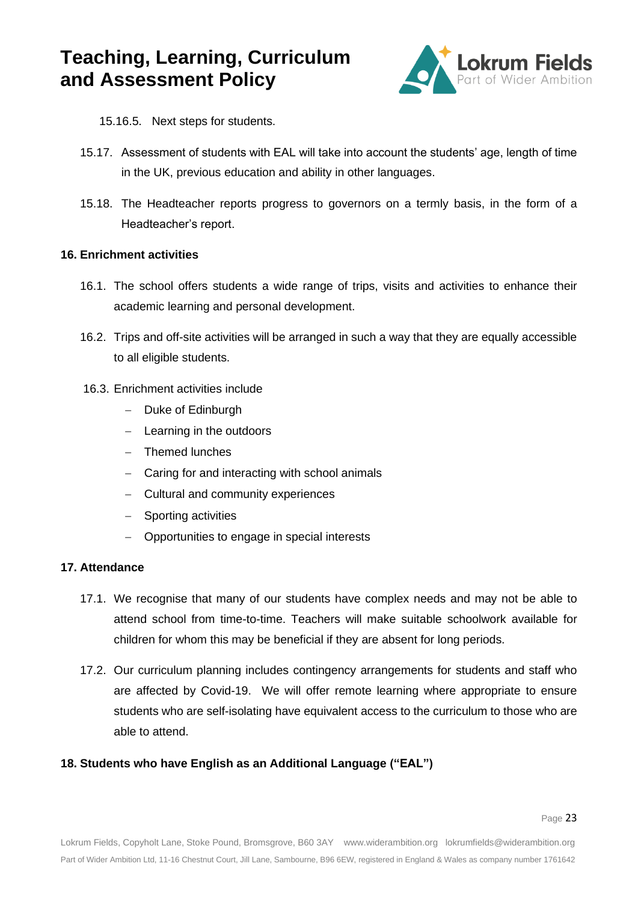15.16.5. Next steps for students.

15.17. Assessment of students with EAL will take into account the students' age, length of time in the UK, previous education and ability in other languages.

15.18. The Headteacher reports progress to governors on a termly basis, in the form of a Headteacher's report.

**16. Enrichment activities**

16.1. The school offers students a wide range of trips, visits and activities to enhance their academic learning and personal development.

16.2. Trips and off-site activities will be arranged in such a way that they are equally accessible to all eligible students.

16.3. Enrichment activities include

- Duke of Edinburgh
- Learning in the outdoors
- Themed lunches
- Caring for and interacting with school animals
- Cultural and community experiences
- Sporting activities
- Opportunities to engage in special interests

**17. Attendance**

17.1. We recognise that many of our students have complex needs and may not be able to attend school from time-to-time. Teachers will make suitable schoolwork available for children for whom this may be beneficial if they are absent for long periods.

17.2. Our curriculum planning includes contingency arrangements for students and staff who are affected by Covid-19. We will offer remote learning where appropriate to ensure students who are self-isolating have equivalent access to the curriculum to those who are able to attend.

**18. Students who have English as an Additional Language ("EAL")**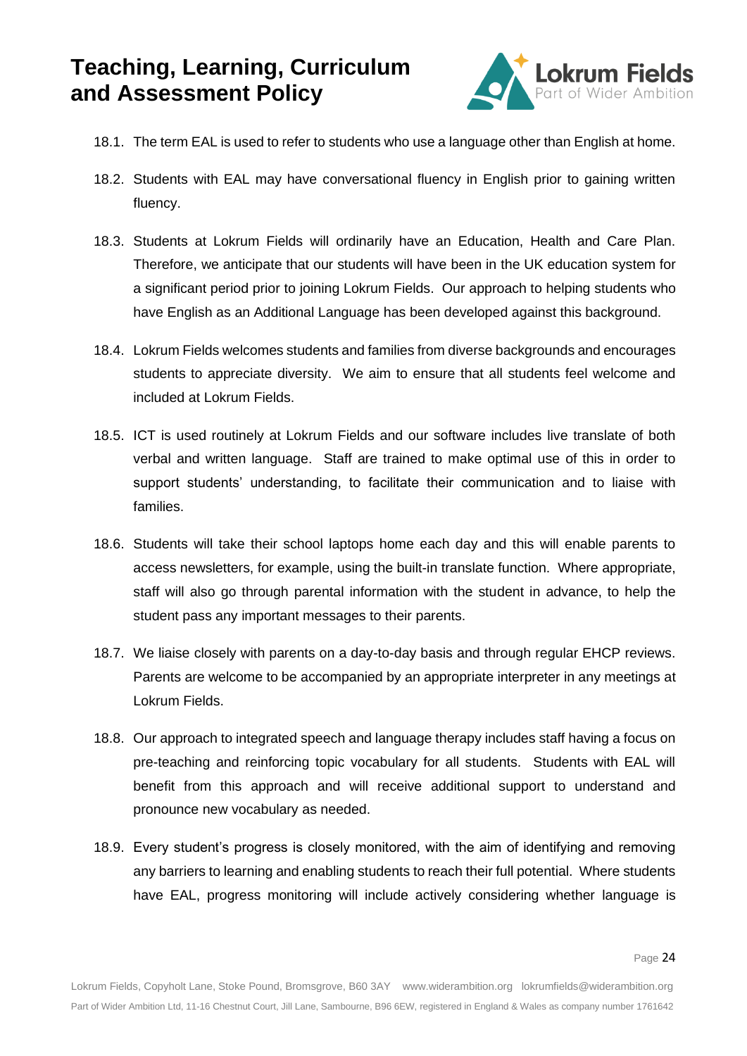18.1. The term EAL is used to refer to students who use a language other than English at home.

18.2. Students with EAL may have conversational fluency in English prior to gaining written fluency.

18.3. Students at Lokrum Fields will ordinarily have an Education, Health and Care Plan. Therefore, we anticipate that our students will have been in the UK education system for a significant period prior to joining Lokrum Fields. Our approach to helping students who have English as an Additional Language has been developed against this background.

18.4. Lokrum Fields welcomes students and families from diverse backgrounds and encourages students to appreciate diversity. We aim to ensure that all students feel welcome and included at Lokrum Fields.

18.5. ICT is used routinely at Lokrum Fields and our software includes live translate of both verbal and written language. Staff are trained to make optimal use of this in order to support students' understanding, to facilitate their communication and to liaise with families.

18.6. Students will take their school laptops home each day and this will enable parents to access newsletters, for example, using the built-in translate function. Where appropriate, staff will also go through parental information with the student in advance, to help the student pass any important messages to their parents.

18.7. We liaise closely with parents on a day-to-day basis and through regular EHCP reviews. Parents are welcome to be accompanied by an appropriate interpreter in any meetings at Lokrum Fields.

18.8. Our approach to integrated speech and language therapy includes staff having a focus on pre-teaching and reinforcing topic vocabulary for all students. Students with EAL will benefit from this approach and will receive additional support to understand and pronounce new vocabulary as needed.

18.9. Every student's progress is closely monitored, with the aim of identifying and removing any barriers to learning and enabling students to reach their full potential. Where students have EAL, progress monitoring will include actively considering whether language is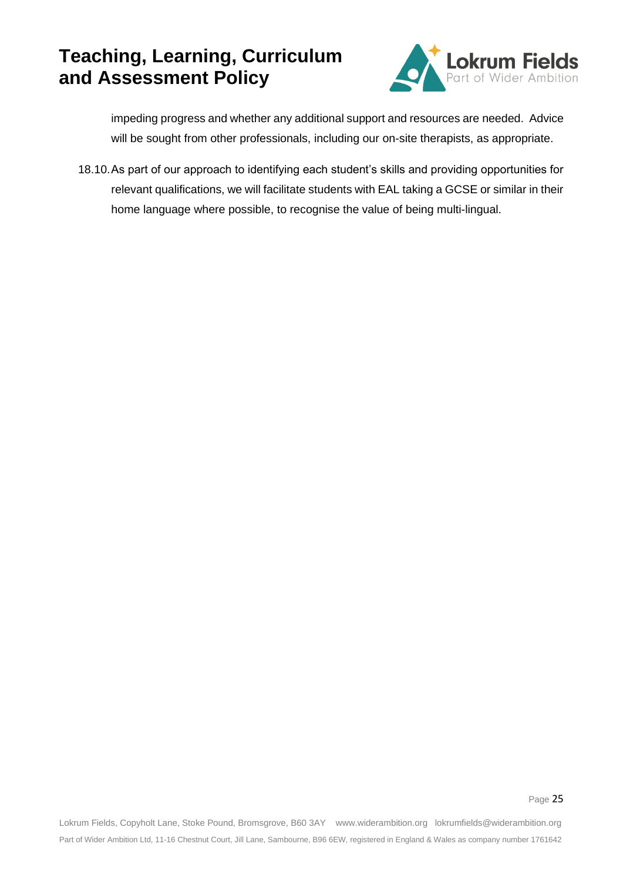impeding progress and whether any additional support and resources are needed. Advice will be sought from other professionals, including our on-site therapists, as appropriate.

18.10. As part of our approach to identifying each student's skills and providing opportunities for relevant qualifications, we will facilitate students with EAL taking a GCSE or similar in their home language where possible, to recognise the value of being multi-lingual.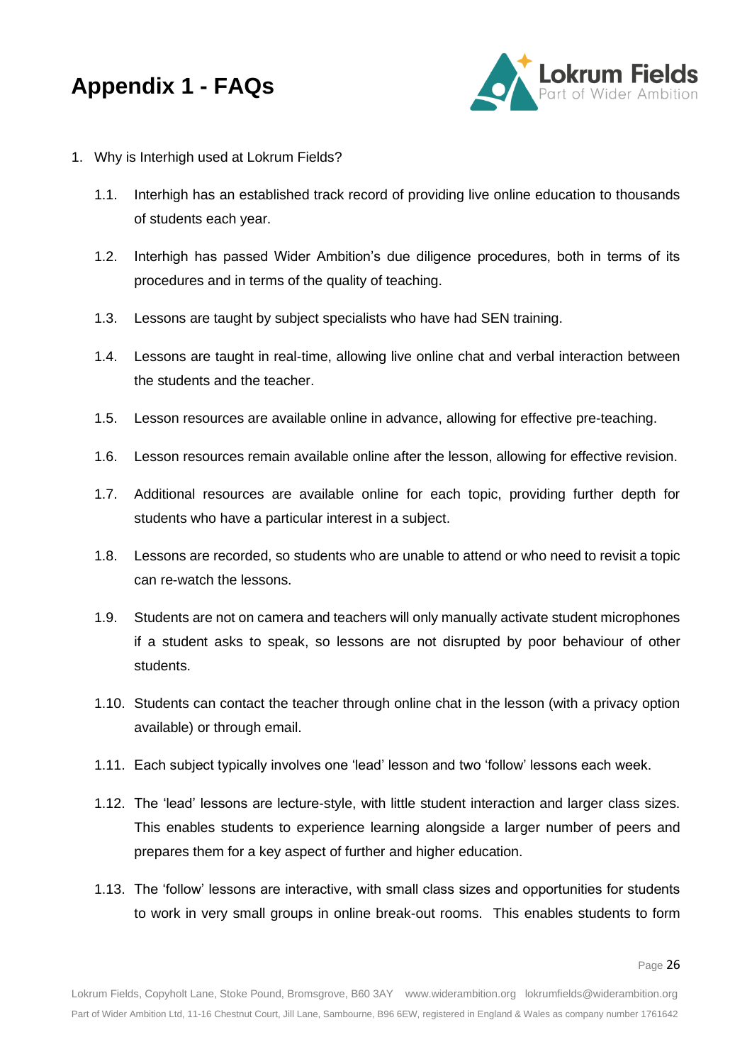# Appendix 1 - FAQs

1. Why is Interhigh used at Lokrum Fields?

   1.1. Interhigh has an established track record of providing live online education to thousands of students each year.

   1.2. Interhigh has passed Wider Ambition's due diligence procedures, both in terms of its procedures and in terms of the quality of teaching.

   1.3. Lessons are taught by subject specialists who have had SEN training.

   1.4. Lessons are taught in real-time, allowing live online chat and verbal interaction between the students and the teacher.

   1.5. Lesson resources are available online in advance, allowing for effective pre-teaching.

   1.6. Lesson resources remain available online after the lesson, allowing for effective revision.

   1.7. Additional resources are available online for each topic, providing further depth for students who have a particular interest in a subject.

   1.8. Lessons are recorded, so students who are unable to attend or who need to revisit a topic can re-watch the lessons.

   1.9. Students are not on camera and teachers will only manually activate student microphones if a student asks to speak, so lessons are not disrupted by poor behaviour of other students.

   1.10. Students can contact the teacher through online chat in the lesson (with a privacy option available) or through email.

   1.11. Each subject typically involves one 'lead' lesson and two 'follow' lessons each week.

   1.12. The 'lead' lessons are lecture-style, with little student interaction and larger class sizes. This enables students to experience learning alongside a larger number of peers and prepares them for a key aspect of further and higher education.

   1.13. The 'follow' lessons are interactive, with small class sizes and opportunities for students to work in very small groups in online break-out rooms. This enables students to form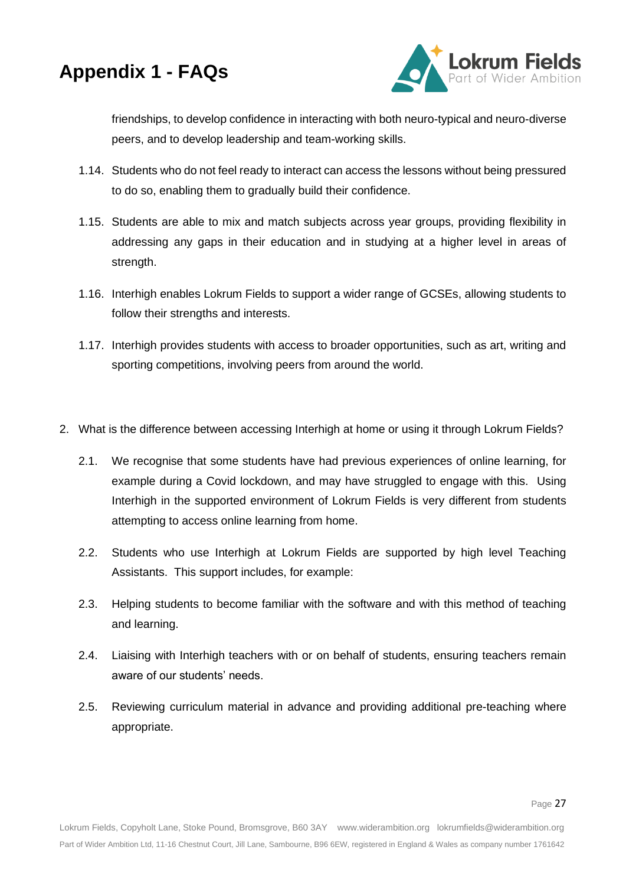friendships, to develop confidence in interacting with both neuro-typical and neuro-diverse peers, and to develop leadership and team-working skills.

1.14. Students who do not feel ready to interact can access the lessons without being pressured to do so, enabling them to gradually build their confidence.

1.15. Students are able to mix and match subjects across year groups, providing flexibility in addressing any gaps in their education and in studying at a higher level in areas of strength.

1.16. Interhigh enables Lokrum Fields to support a wider range of GCSEs, allowing students to follow their strengths and interests.

1.17. Interhigh provides students with access to broader opportunities, such as art, writing and sporting competitions, involving peers from around the world.

2. What is the difference between accessing Interhigh at home or using it through Lokrum Fields?

2.1. We recognise that some students have had previous experiences of online learning, for example during a Covid lockdown, and may have struggled to engage with this. Using Interhigh in the supported environment of Lokrum Fields is very different from students attempting to access online learning from home.

2.2. Students who use Interhigh at Lokrum Fields are supported by high level Teaching Assistants. This support includes, for example:

2.3. Helping students to become familiar with the software and with this method of teaching and learning.

2.4. Liaising with Interhigh teachers with or on behalf of students, ensuring teachers remain aware of our students' needs.

2.5. Reviewing curriculum material in advance and providing additional pre-teaching where appropriate.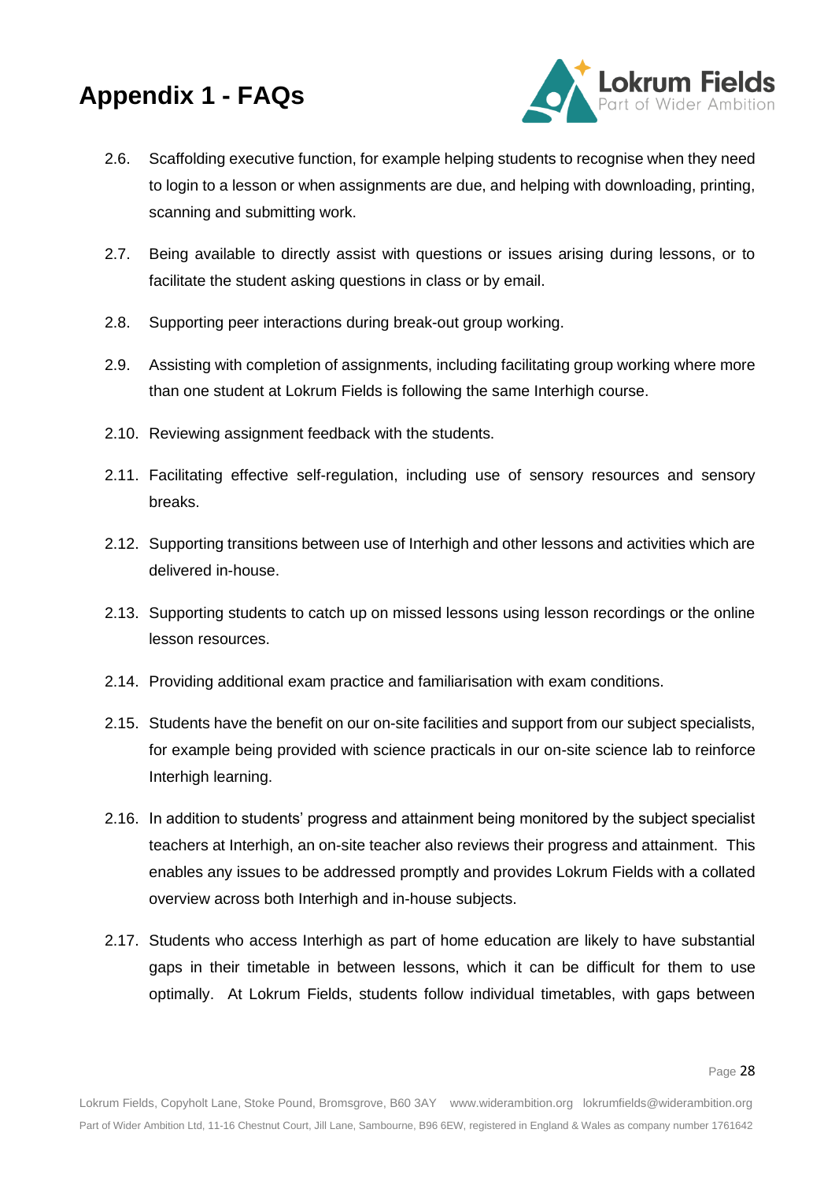# Appendix 1 - FAQs

2.6. Scaffolding executive function, for example helping students to recognise when they need to login to a lesson or when assignments are due, and helping with downloading, printing, scanning and submitting work.

2.7. Being available to directly assist with questions or issues arising during lessons, or to facilitate the student asking questions in class or by email.

2.8. Supporting peer interactions during break-out group working.

2.9. Assisting with completion of assignments, including facilitating group working where more than one student at Lokrum Fields is following the same Interhigh course.

2.10. Reviewing assignment feedback with the students.

2.11. Facilitating effective self-regulation, including use of sensory resources and sensory breaks.

2.12. Supporting transitions between use of Interhigh and other lessons and activities which are delivered in-house.

2.13. Supporting students to catch up on missed lessons using lesson recordings or the online lesson resources.

2.14. Providing additional exam practice and familiarisation with exam conditions.

2.15. Students have the benefit on our on-site facilities and support from our subject specialists, for example being provided with science practicals in our on-site science lab to reinforce Interhigh learning.

2.16. In addition to students' progress and attainment being monitored by the subject specialist teachers at Interhigh, an on-site teacher also reviews their progress and attainment. This enables any issues to be addressed promptly and provides Lokrum Fields with a collated overview across both Interhigh and in-house subjects.

2.17. Students who access Interhigh as part of home education are likely to have substantial gaps in their timetable in between lessons, which it can be difficult for them to use optimally. At Lokrum Fields, students follow individual timetables, with gaps between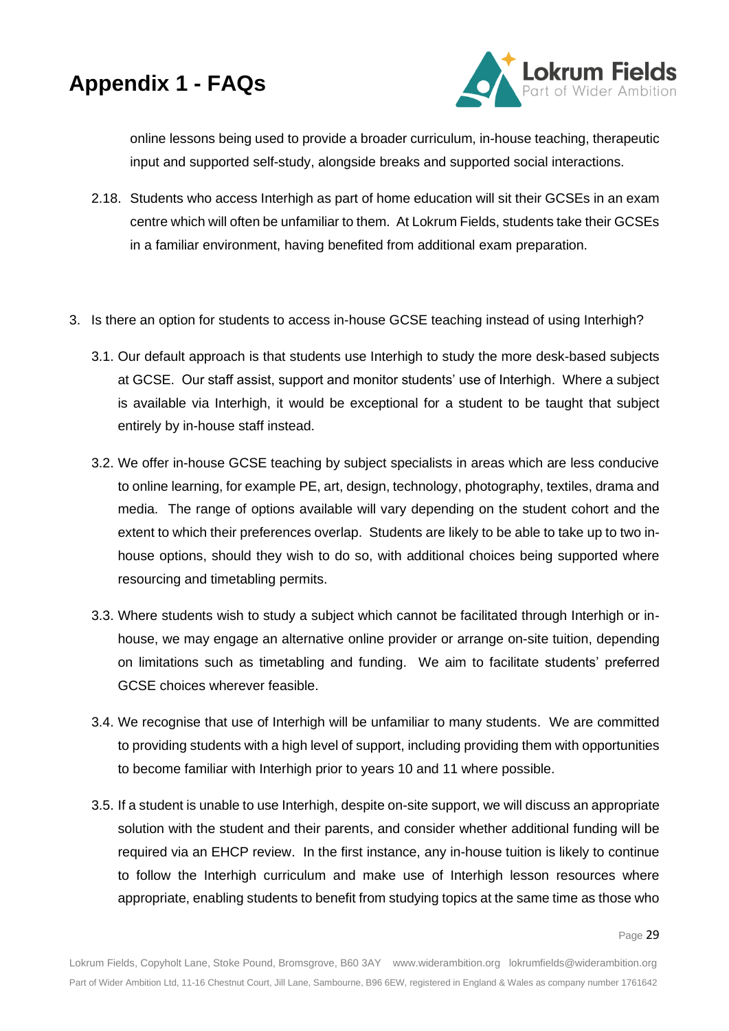# Appendix 1 - FAQs

online lessons being used to provide a broader curriculum, in-house teaching, therapeutic input and supported self-study, alongside breaks and supported social interactions.

2.18. Students who access Interhigh as part of home education will sit their GCSEs in an exam centre which will often be unfamiliar to them. At Lokrum Fields, students take their GCSEs in a familiar environment, having benefited from additional exam preparation.

3. Is there an option for students to access in-house GCSE teaching instead of using Interhigh?

3.1. Our default approach is that students use Interhigh to study the more desk-based subjects at GCSE. Our staff assist, support and monitor students' use of Interhigh. Where a subject is available via Interhigh, it would be exceptional for a student to be taught that subject entirely by in-house staff instead.

3.2. We offer in-house GCSE teaching by subject specialists in areas which are less conducive to online learning, for example PE, art, design, technology, photography, textiles, drama and media. The range of options available will vary depending on the student cohort and the extent to which their preferences overlap. Students are likely to be able to take up to two in-house options, should they wish to do so, with additional choices being supported where resourcing and timetabling permits.

3.3. Where students wish to study a subject which cannot be facilitated through Interhigh or in-house, we may engage an alternative online provider or arrange on-site tuition, depending on limitations such as timetabling and funding. We aim to facilitate students' preferred GCSE choices wherever feasible.

3.4. We recognise that use of Interhigh will be unfamiliar to many students. We are committed to providing students with a high level of support, including providing them with opportunities to become familiar with Interhigh prior to years 10 and 11 where possible.

3.5. If a student is unable to use Interhigh, despite on-site support, we will discuss an appropriate solution with the student and their parents, and consider whether additional funding will be required via an EHCP review. In the first instance, any in-house tuition is likely to continue to follow the Interhigh curriculum and make use of Interhigh lesson resources where appropriate, enabling students to benefit from studying topics at the same time as those who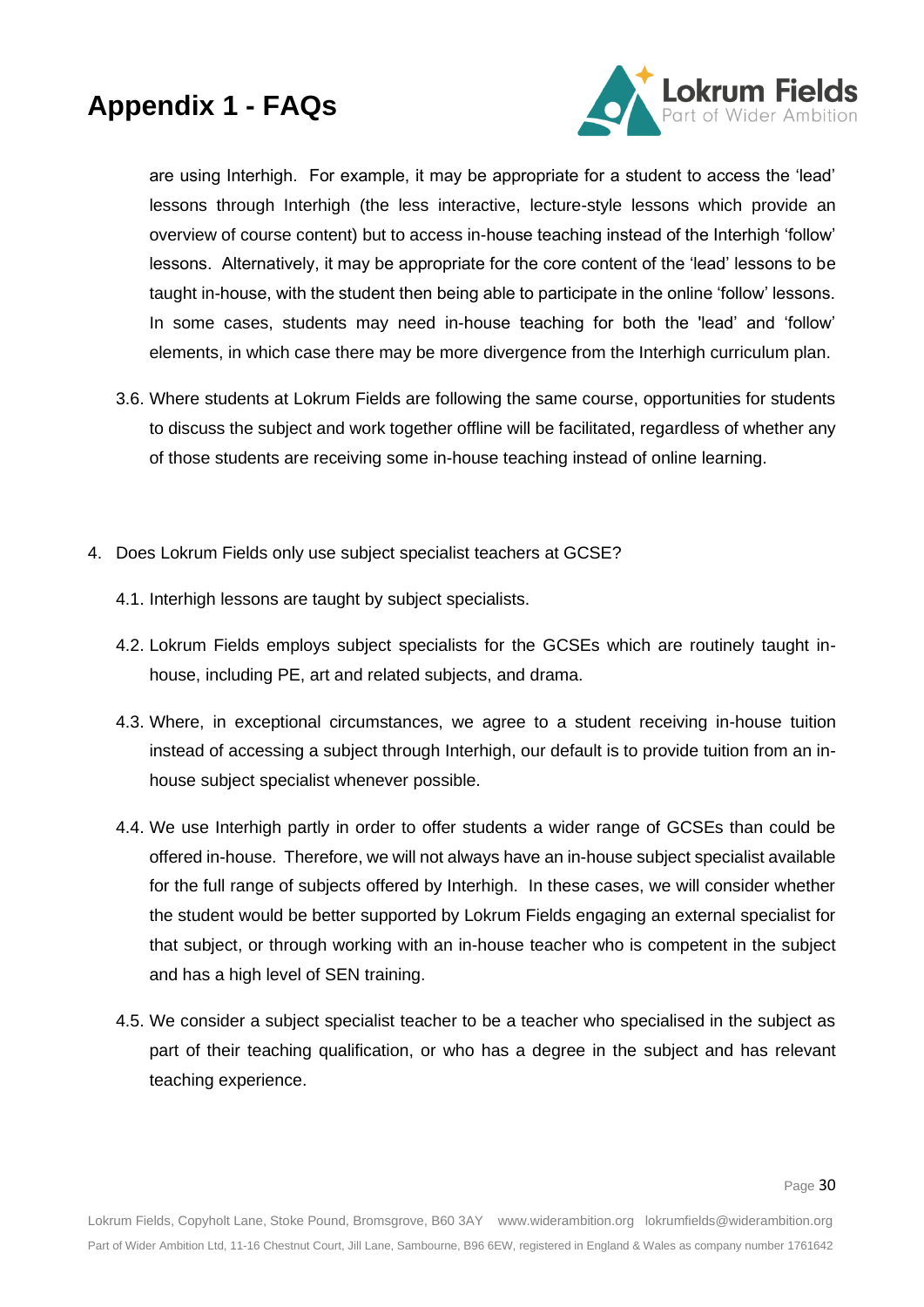are using Interhigh. For example, it may be appropriate for a student to access the 'lead' lessons through Interhigh (the less interactive, lecture-style lessons which provide an overview of course content) but to access in-house teaching instead of the Interhigh 'follow' lessons. Alternatively, it may be appropriate for the core content of the 'lead' lessons to be taught in-house, with the student then being able to participate in the online 'follow' lessons. In some cases, students may need in-house teaching for both the 'lead' and 'follow' elements, in which case there may be more divergence from the Interhigh curriculum plan.

3.6. Where students at Lokrum Fields are following the same course, opportunities for students to discuss the subject and work together offline will be facilitated, regardless of whether any of those students are receiving some in-house teaching instead of online learning.

4. Does Lokrum Fields only use subject specialist teachers at GCSE?

4.1. Interhigh lessons are taught by subject specialists.

4.2. Lokrum Fields employs subject specialists for the GCSEs which are routinely taught in-house, including PE, art and related subjects, and drama.

4.3. Where, in exceptional circumstances, we agree to a student receiving in-house tuition instead of accessing a subject through Interhigh, our default is to provide tuition from an in-house subject specialist whenever possible.

4.4. We use Interhigh partly in order to offer students a wider range of GCSEs than could be offered in-house. Therefore, we will not always have an in-house subject specialist available for the full range of subjects offered by Interhigh. In these cases, we will consider whether the student would be better supported by Lokrum Fields engaging an external specialist for that subject, or through working with an in-house teacher who is competent in the subject and has a high level of SEN training.

4.5. We consider a subject specialist teacher to be a teacher who specialised in the subject as part of their teaching qualification, or who has a degree in the subject and has relevant teaching experience.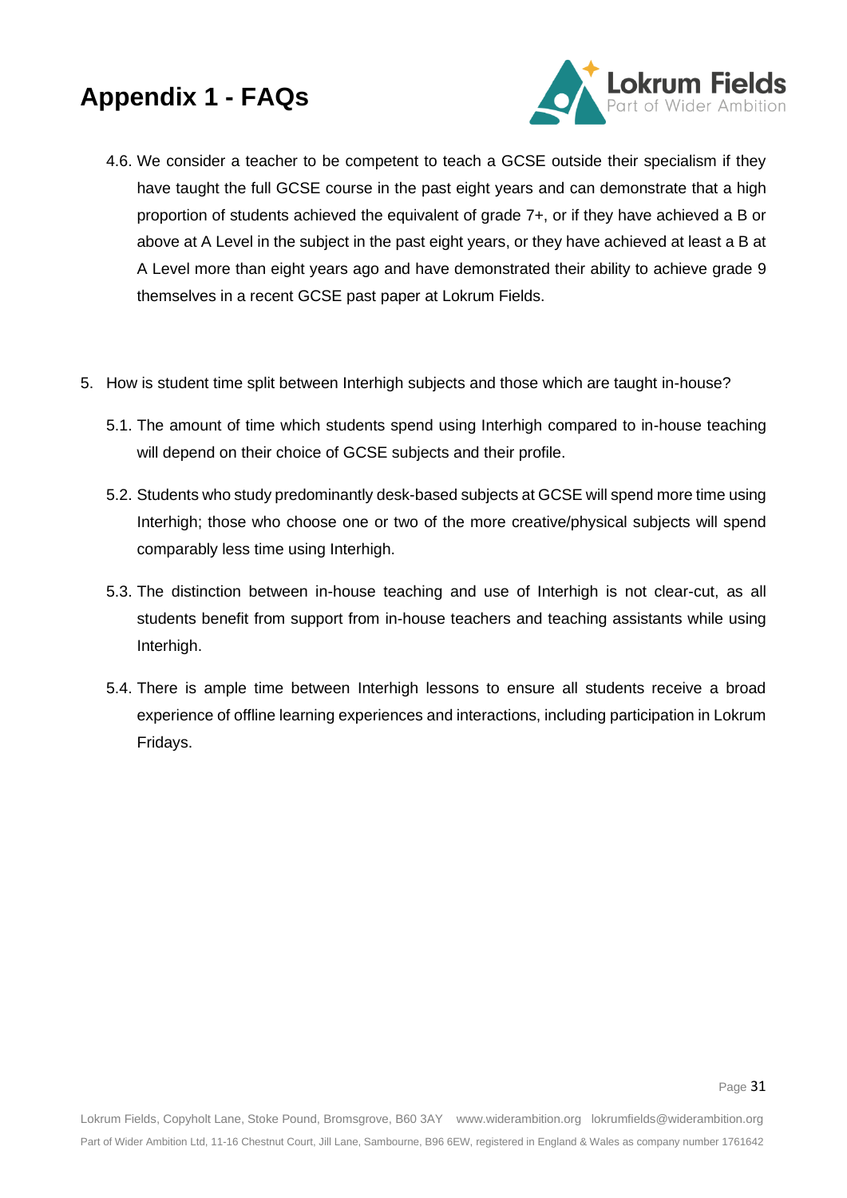# Appendix 1 - FAQs

4.6. We consider a teacher to be competent to teach a GCSE outside their specialism if they have taught the full GCSE course in the past eight years and can demonstrate that a high proportion of students achieved the equivalent of grade 7+, or if they have achieved a B or above at A Level in the subject in the past eight years, or they have achieved at least a B at A Level more than eight years ago and have demonstrated their ability to achieve grade 9 themselves in a recent GCSE past paper at Lokrum Fields.

5. How is student time split between Interhigh subjects and those which are taught in-house?

   5.1. The amount of time which students spend using Interhigh compared to in-house teaching will depend on their choice of GCSE subjects and their profile.

   5.2. Students who study predominantly desk-based subjects at GCSE will spend more time using Interhigh; those who choose one or two of the more creative/physical subjects will spend comparably less time using Interhigh.

   5.3. The distinction between in-house teaching and use of Interhigh is not clear-cut, as all students benefit from support from in-house teachers and teaching assistants while using Interhigh.

   5.4. There is ample time between Interhigh lessons to ensure all students receive a broad experience of offline learning experiences and interactions, including participation in Lokrum Fridays.